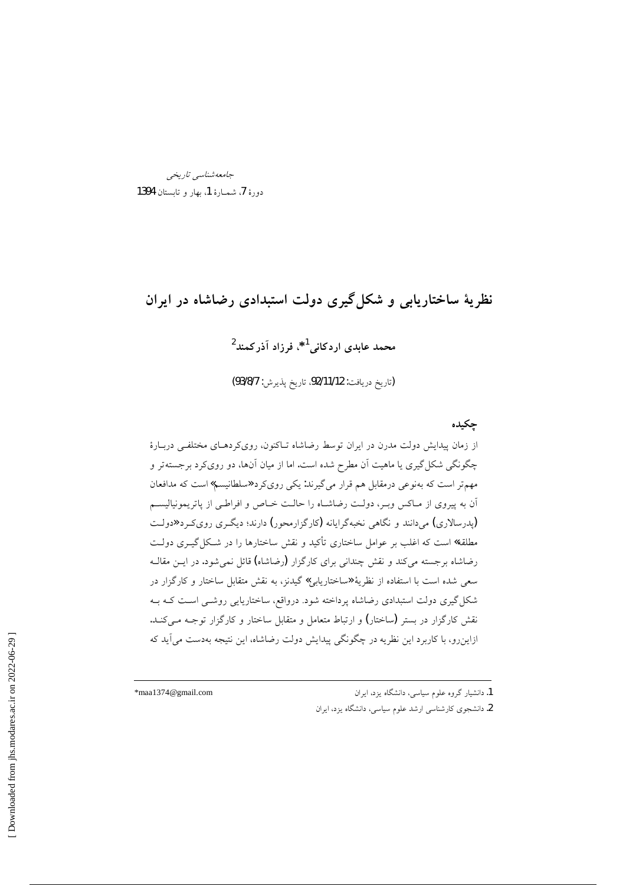# نظریهٔ ساختاریابی و شکل‌گیری دولت استبدادی رضاشاه در ایران

**محمد عابدی اردکانی[1]*، فرزاد آذرکمند[2]**

(تاریخ دریافت: 92/11/12، تاریخ پذیرش: 93/8/7)

## چکیده

از زمان پیدایش دولت مدرن در ایران توسط رضاشاه تاکنون، رویکردهای مختلفی دربارهٔ چگونگی شکل‌گیری یا ماهیت آن مطرح شده است. اما از میان آن‌ها، دو رویکرد برجسته‌تر و مهم‌تر است که به‌نوعی درمقابل هم قرار می‌گیرند: یکی رویکرد «سلطانیسم» است که مدافعان آن به پیروی از ماکس وبر، دولت رضاشاه را حالت خاص و افراطی از پاتریمونیالیسم (پدرسالاری) می‌دانند و نگاهی نخبه‌گرایانه (کارگزارمحور) دارند؛ دیگری رویکرد «دولت مطلقه» است که اغلب بر عوامل ساختاری تأکید و نقش ساختارها را در شکل‌گیری دولت رضاشاه برجسته می‌کند و نقش چندانی برای کارگزار (رضاشاه) قائل نمی‌شود. در این مقاله سعی شده است با استفاده از نظریهٔ «ساختاریابی» گیدنز، به نقش متقابل ساختار و کارگزار در شکل‌گیری دولت استبدادی رضاشاه پرداخته شود. درواقع، ساختاریابی روشی است که به نقش کارگزار در بستر (ساختار) و ارتباط متعامل و متقابل ساختار و کارگزار توجه می‌کند. ازاین‌رو، با کاربرد این نظریه در چگونگی پیدایش دولت رضاشاه، این نتیجه به‌دست می‌آید که

---

1. دانشیار گروه علوم سیاسی، دانشگاه یزد، ایران
*maa1374@gmail.com

2. دانشجوی کارشناسی ارشد علوم سیاسی، دانشگاه یزد، ایران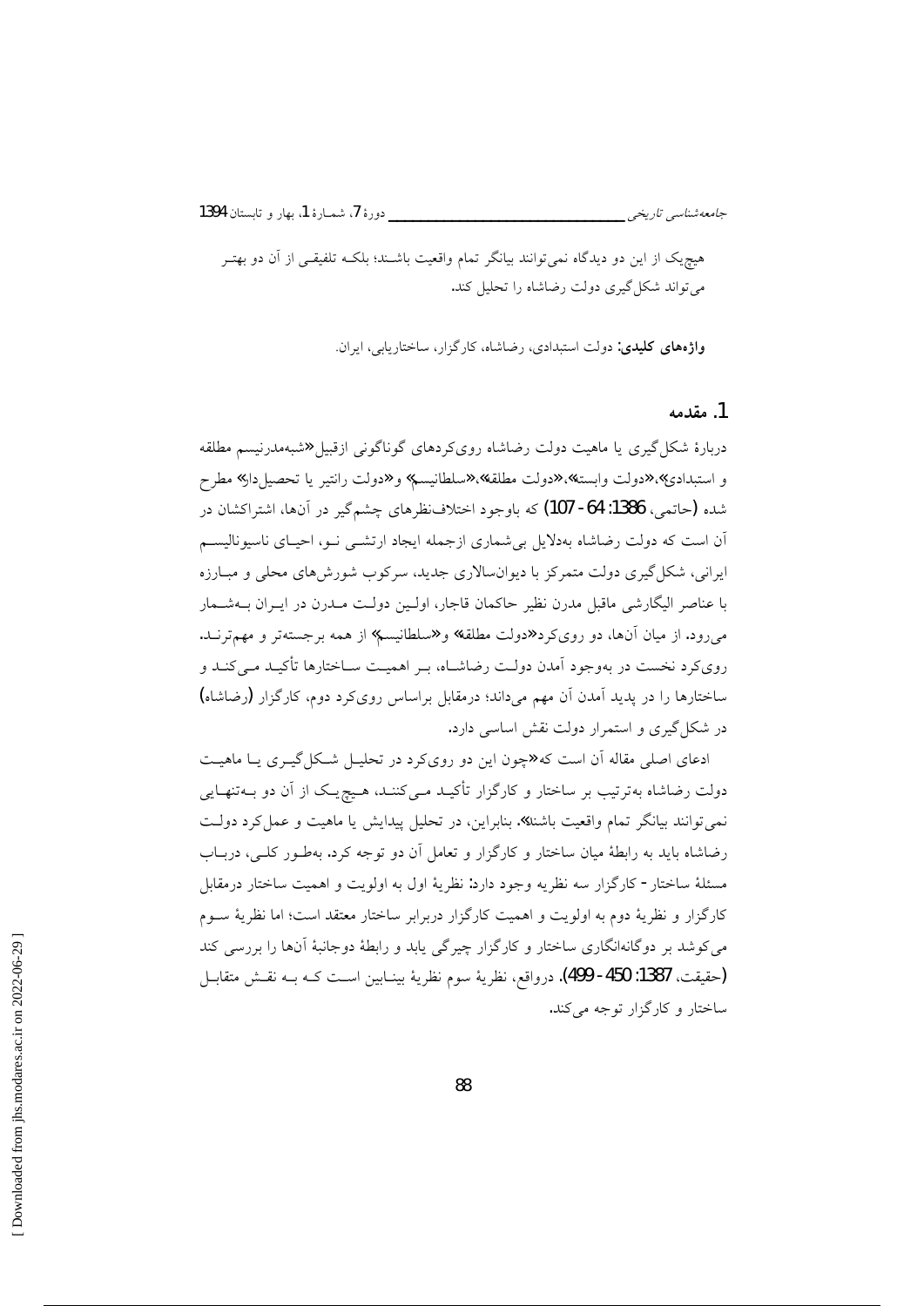هیچ‌یک از این دو دیدگاه نمی‌توانند بیانگر تمام واقعیت باشند؛ بلکه تلفیقی از آن دو بهتر می‌تواند شکل‌گیری دولت رضاشاه را تحلیل کند.

**واژه‌های کلیدی:** دولت استبدادی، رضاشاه، کارگزار، ساختاریابی، ایران.

## 1. مقدمه

دربارهٔ شکل‌گیری یا ماهیت دولت رضاشاه رویکردهای گوناگونی ازقبیل «شبه‌مدرنیسم مطلقه و استبدادی»، «دولت وابسته»، «دولت مطلقه»، «سلطانیسم» و «دولت رانتیر یا تحصیل‌دار» مطرح شده (حاتمی، 1386: 64-107) که باوجود اختلاف‌نظرهای چشم‌گیر در آن‌ها، اشتراکشان در آن است که دولت رضاشاه به‌دلایل بی‌شماری ازجمله ایجاد ارتشی نو، احیای ناسیونالیسم ایرانی، شکل‌گیری دولت متمرکز با دیوان‌سالاری جدید، سرکوب شورش‌های محلی و مبارزه با عناصر الیگارشی ماقبل مدرن نظیر حاکمان قاجار، اولین دولت مدرن در ایران به‌شمار می‌رود. از میان آن‌ها، دو رویکرد «دولت مطلقه» و «سلطانیسم» از همه برجسته‌تر و مهم‌ترند. رویکرد نخست در به‌وجود آمدن دولت رضاشاه، بر اهمیت ساختارها تأکید می‌کند و ساختارها را در پدید آمدن آن مهم می‌داند؛ درمقابل براساس رویکرد دوم، کارگزار (رضاشاه) در شکل‌گیری و استمرار دولت نقش اساسی دارد.

ادعای اصلی مقاله آن است که «چون این دو رویکرد در تحلیل شکل‌گیری یا ماهیت دولت رضاشاه به‌ترتیب بر ساختار و کارگزار تأکید می‌کنند، هیچ‌یک از آن دو به‌تنهایی نمی‌توانند بیانگر تمام واقعیت باشند». بنابراین، در تحلیل پیدایش یا ماهیت و عمل‌کرد دولت رضاشاه باید به رابطهٔ میان ساختار و کارگزار و تعامل آن دو توجه کرد. به‌طور کلی، درباب مسئلهٔ ساختار - کارگزار سه نظریه وجود دارد: نظریهٔ اول به اولویت و اهمیت ساختار درمقابل کارگزار و نظریهٔ دوم به اولویت و اهمیت کارگزار دربرابر ساختار معتقد است؛ اما نظریهٔ سوم می‌کوشد بر دوگانه‌انگاری ساختار و کارگزار چیرگی یابد و رابطهٔ دوجانبهٔ آن‌ها را بررسی کند (حقیقت، 1387: 450-499). درواقع، نظریهٔ سوم نظریهٔ بینابین است که به نقش متقابل ساختار و کارگزار توجه می‌کند.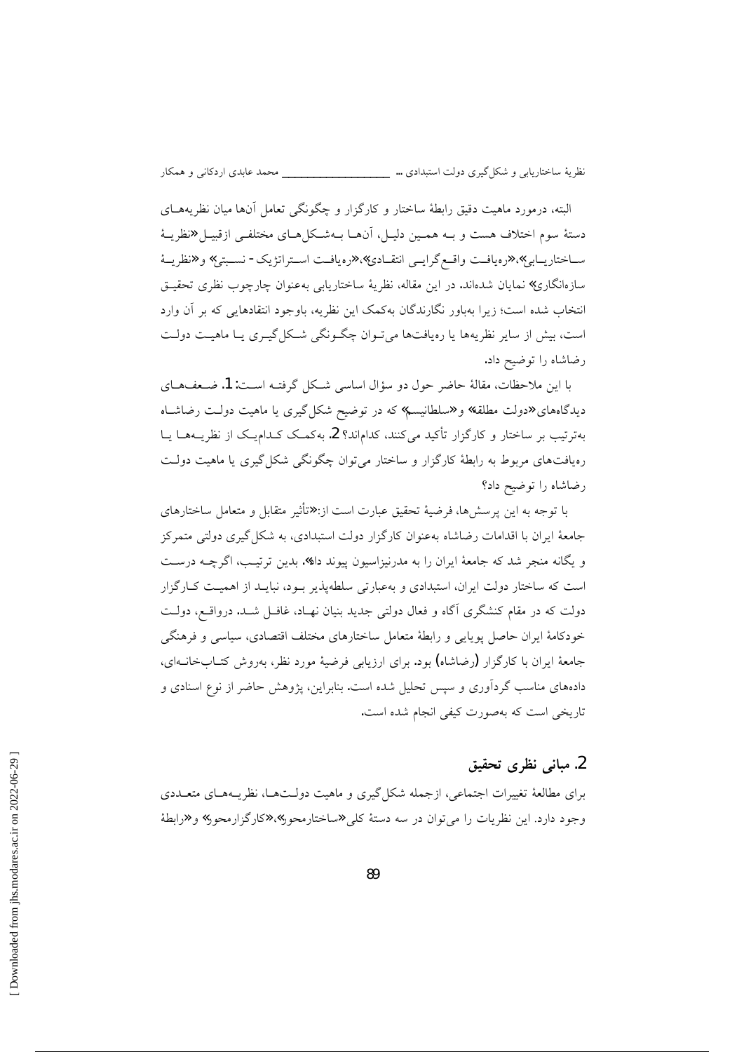البته، درمورد ماهیت دقیق رابطهٔ ساختار و کارگزار و چگونگی تعامل آن‌ها میان نظریه‌های دستهٔ سوم اختلاف هست و به همین دلیل، آن‌ها به‌شکل‌های مختلفی ازقبیل «نظریهٔ ساختاریابی»، «رهیافت واقع‌گرایی انتقادی»، «رهیافت استراتژیک - نسبتی» و «نظریهٔ سازه‌انگاری» نمایان شده‌اند. در این مقاله، نظریهٔ ساختاریابی به‌عنوان چارچوب نظری تحقیق انتخاب شده است؛ زیرا به‌باور نگارندگان به‌کمک این نظریه، باوجود انتقادهایی که بر آن وارد است، بیش از سایر نظریه‌ها یا رهیافت‌ها می‌توان چگونگی شکل‌گیری یا ماهیت دولت رضاشاه را توضیح داد.

با این ملاحظات، مقالهٔ حاضر حول دو سؤال اساسی شکل گرفته است: 1. ضعف‌های دیدگاه‌های «دولت مطلقه» و «سلطانیسم» که در توضیح شکل‌گیری یا ماهیت دولت رضاشاه به‌ترتیب بر ساختار و کارگزار تأکید می‌کنند، کدام‌اند؟ 2. به‌کمک کدام‌یک از نظریه‌ها یا رهیافت‌های مربوط به رابطهٔ کارگزار و ساختار می‌توان چگونگی شکل‌گیری یا ماهیت دولت رضاشاه را توضیح داد؟

با توجه به این پرسش‌ها، فرضیهٔ تحقیق عبارت است از: «تأثیر متقابل و متعامل ساختارهای جامعهٔ ایران با اقدامات رضاشاه به‌عنوان کارگزار دولت استبدادی، به شکل‌گیری دولتی متمرکز و یگانه منجر شد که جامعهٔ ایران را به مدرنیزاسیون پیوند داد». بدین ترتیب، اگرچه درست است که ساختار دولت ایران، استبدادی و به‌عبارتی سلطه‌پذیر بود، نباید از اهمیت کارگزار دولت که در مقام کنشگری آگاه و فعال دولتی جدید بنیان نهاد، غافل شد. درواقع، دولت خودکامهٔ ایران حاصل پویایی و رابطهٔ متعامل ساختارهای مختلف اقتصادی، سیاسی و فرهنگی جامعهٔ ایران با کارگزار (رضاشاه) بود. برای ارزیابی فرضیهٔ مورد نظر، به‌روش کتاب‌خانه‌ای، داده‌های مناسب گردآوری و سپس تحلیل شده است. بنابراین، پژوهش حاضر از نوع اسنادی و تاریخی است که به‌صورت کیفی انجام شده است.

## 2. مبانی نظری تحقیق

برای مطالعهٔ تغییرات اجتماعی، ازجمله شکل‌گیری و ماهیت دولت‌ها، نظریه‌های متعددی وجود دارد. این نظریات را می‌توان در سه دستهٔ کلی «ساختارمحور»، «کارگزارمحور» و «رابطهٔ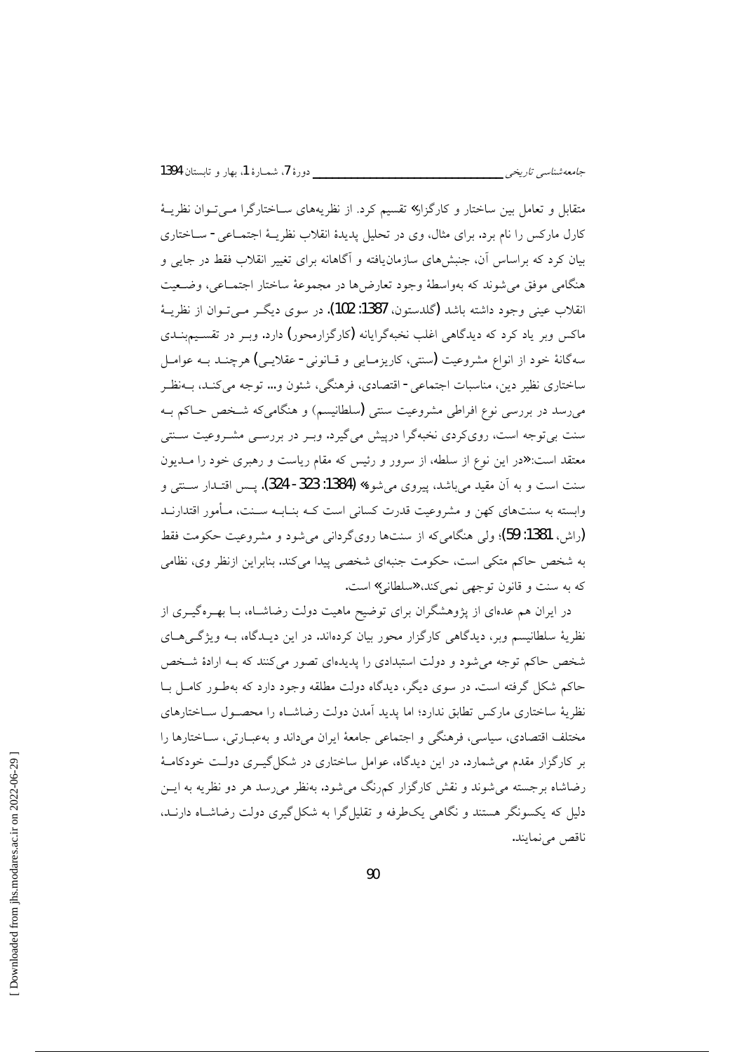متقابل و تعامل بین ساختار و کارگزار» تقسیم کرد. از نظریه‌های ساختارگرا می‌توان نظریهٔ کارل مارکس را نام برد. برای مثال، وی در تحلیل پدیدهٔ انقلاب نظریهٔ انقلاب اجتماعی - ساختاری بیان کرد که براساس آن، جنبش‌های سازمان‌یافته و آگاهانه برای تغییر انقلاب فقط در جایی و هنگامی موفق می‌شوند که به‌واسطهٔ وجود تعارض‌ها در مجموعهٔ ساختار اجتماعی، وضعیت انقلاب عینی وجود داشته باشد (گلدستون، 1387: 102). در سوی دیگر می‌توان از نظریهٔ ماکس وبر یاد کرد که دیدگاهی اغلب نخبه‌گرایانه (کارگزارمحور) دارد. وبر در تقسیم‌بندی سه‌گانهٔ خود از انواع مشروعیت (سنتی، کاریزمایی و قانونی - عقلایی) هرچند به عوامل ساختاری نظیر دین، مناسبات اجتماعی - اقتصادی، فرهنگی، شئون و... توجه می‌کند، به‌نظر می‌رسد در بررسی نوع افراطی مشروعیت سنتی (سلطانیسم) و هنگامی‌که شخص حاکم به سنت بی‌توجه است، رویکردی نخبه‌گرا درپیش می‌گیرد. وبر در بررسی مشروعیت سنتی معتقد است:«در این نوع از سلطه، از سرور و رئیس که مقام ریاست و رهبری خود را مدیون سنت است و به آن مقید می‌باشد، پیروی می‌شود» (1384: 323 - 324). پس اقتدار سنتی و وابسته به سنت‌های کهن و مشروعیت قدرت کسانی است که بنابه سنت، مأمور اقتدارند (راش، 1381: 59)؛ ولی هنگامی‌که از سنت‌ها روی‌گردانی می‌شود و مشروعیت حکومت فقط به شخص حاکم متکی است، حکومت جنبه‌ای شخصی پیدا می‌کند. بنابراین ازنظر وی، نظامی که به سنت و قانون توجهی نمی‌کند،«سلطانی» است.

در ایران هم عده‌ای از پژوهشگران برای توضیح ماهیت دولت رضاشاه، با بهره‌گیری از نظریهٔ سلطانیسم وبر، دیدگاهی کارگزار محور بیان کرده‌اند. در این دیدگاه، به ویژگی‌های شخص حاکم توجه می‌شود و دولت استبدادی را پدیده‌ای تصور می‌کنند که به ارادهٔ شخص حاکم شکل گرفته است. در سوی دیگر، دیدگاه دولت مطلقه وجود دارد که به‌طور کامل با نظریهٔ ساختاری مارکس تطابق ندارد؛ اما پدید آمدن دولت رضاشاه را محصول ساختارهای مختلف اقتصادی، سیاسی، فرهنگی و اجتماعی جامعهٔ ایران می‌داند و به‌عبارتی، ساختارها را بر کارگزار مقدم می‌شمارد. در این دیدگاه، عوامل ساختاری در شکل‌گیری دولت خودکامهٔ رضاشاه برجسته می‌شوند و نقش کارگزار کم‌رنگ می‌شود. به‌نظر می‌رسد هر دو نظریه به این دلیل که یکسونگر هستند و نگاهی یک‌طرفه و تقلیل‌گرا به شکل‌گیری دولت رضاشاه دارند، ناقص می‌نمایند.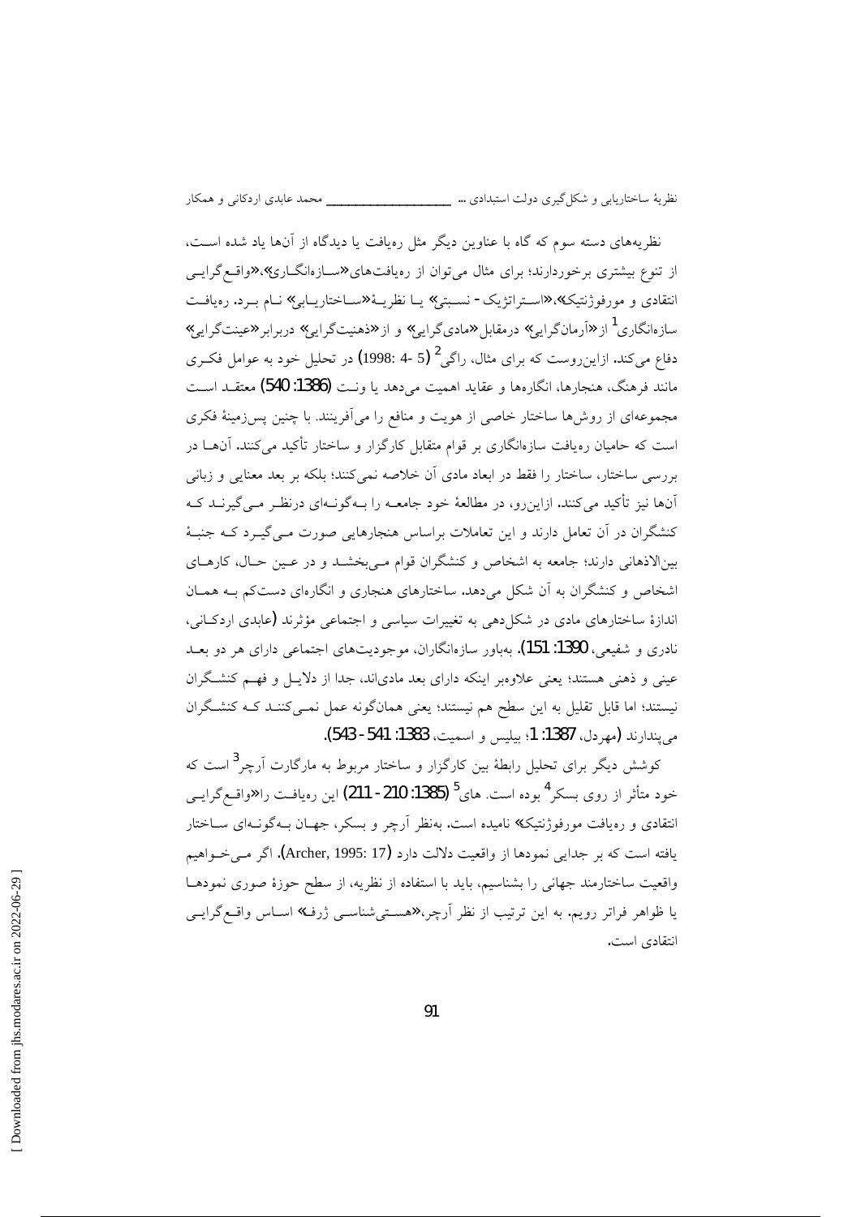نظریه‌های دسته سوم که گاه با عناوین دیگر مثل رهیافت یا دیدگاه از آن‌ها یاد شده است، از تنوع بیشتری برخوردارند؛ برای مثال می‌توان از رهیافت‌های «سازه‌انگاری»، «واقع‌گرایی انتقادی و مورفوژنتیک»، «استراتژیک - نسبتی» یا نظریهٔ «ساختاریابی» نام برد. رهیافت سازه‌انگاری[1] از «آرمان‌گرایی» درمقابل «مادی‌گرایی» و از «ذهنیت‌گرایی» دربرابر «عینیت‌گرایی» دفاع می‌کند. ازاین‌روست که برای مثال، راگی[2] (5 -4 :1998) در تحلیل خود به عوامل فکری مانند فرهنگ، هنجارها، انگاره‌ها و عقاید اهمیت می‌دهد یا ونت (1386: 540) معتقد است مجموعه‌ای از روش‌ها ساختار خاصی از هویت و منافع را می‌آفرینند. با چنین پس‌زمینهٔ فکری است که حامیان رهیافت سازه‌انگاری بر قوام متقابل کارگزار و ساختار تأکید می‌کنند. آن‌ها در بررسی ساختار، ساختار را فقط در ابعاد مادی آن خلاصه نمی‌کنند؛ بلکه بر بعد معنایی و زبانی آن‌ها نیز تأکید می‌کنند. ازاین‌رو، در مطالعهٔ خود جامعه را به‌گونه‌ای درنظر می‌گیرند که کنشگران در آن تعامل دارند و این تعاملات براساس هنجارهایی صورت می‌گیرد که جنبهٔ بین‌الاذهانی دارند؛ جامعه به اشخاص و کنشگران قوام می‌بخشد و در عین حال، کارهای اشخاص و کنشگران به آن شکل می‌دهد. ساختارهای هنجاری و انگاره‌ای دست‌کم به همان اندازهٔ ساختارهای مادی در شکل‌دهی به تغییرات سیاسی و اجتماعی مؤثرند (عابدی اردکانی، نادری و شفیعی، 1390: 151). به‌باور سازه‌انگاران، موجودیت‌های اجتماعی دارای هر دو بعد عینی و ذهنی هستند؛ یعنی علاوه‌بر اینکه دارای بعد مادی‌اند، جدا از دلایل و فهم کنشگران نیستند؛ اما قابل تقلیل به این سطح هم نیستند؛ یعنی همان‌گونه عمل نمی‌کنند که کنشگران می‌پندارند (مهردل، 1387: 1؛ بیلیس و اسمیت، 1383: 541- 543).

کوشش دیگر برای تحلیل رابطهٔ بین کارگزار و ساختار مربوط به مارگارت آرچر[3] است که خود متأثر از روی بسکر[4] بوده است. های[5] (1385: 210- 211) این رهیافت را «واقع‌گرایی انتقادی و رهیافت مورفوژنتیک» نامیده است. به‌نظر آرچر و بسکر، جهان به‌گونه‌ای ساختار یافته است که بر جدایی نمودها از واقعیت دلالت دارد (Archer, 1995: 17). اگر می‌خواهیم واقعیت ساختارمند جهانی را بشناسیم، باید با استفاده از نظریه، از سطح حوزهٔ صوری نمودها یا ظواهر فراتر رویم. به این ترتیب از نظر آرچر، «هستی‌شناسی ژرف» اساس واقع‌گرایی انتقادی است.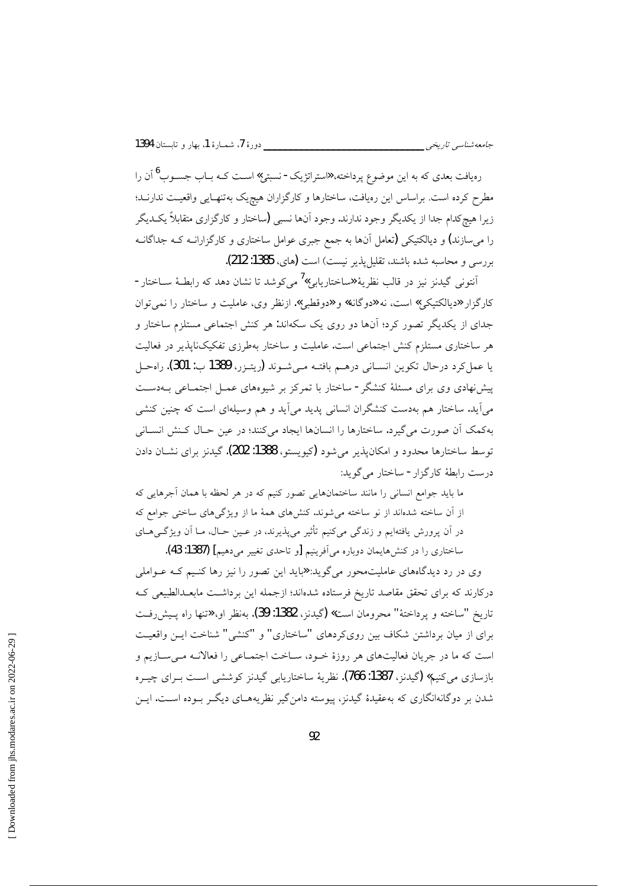رهیافت بعدی که به این موضوع پرداخته،«استراتژیک - نسبتی» است کـه بـاب جسـوب[6] آن را مطرح کرده است. براساس این رهیافت، ساختارها و کارگزاران هیچ‌یک به‌تنهـایی واقعیـت ندارنـد؛ زیرا هیچ‌کدام جدا از یکدیگر وجود ندارند. وجود آن‌ها نسبی (ساختار و کارگزاری متقابلاً یکـدیگر را می‌سازند) و دیالکتیکی (تعامل آن‌ها به جمع جبری عوامل ساختاری و کارگزارانـه کـه جداگانـه بررسی و محاسبه شده باشند، تقلیل‌پذیر نیست) است (های، 1385: 212).

آنتونی گیدنز نیز در قالب نظریهٔ«ساختاریابی»[7] می‌کوشد تا نشان دهد که رابطـهٔ سـاختار - کارگزار«دیالکتیکی» است، نه«دوگانه» و«دوقطبی». ازنظر وی، عاملیت و ساختار را نمی‌توان جدای از یکدیگر تصور کرد؛ آن‌ها دو روی یک سکه‌اند: هر کنش اجتماعی مستلزم ساختار و هر ساختاری مستلزم کنش اجتماعی است. عاملیت و ساختار به‌طرزی تفکیک‌ناپذیر در فعالیت یا عمل‌کرد درحال تکوین انسـانی درهـم بافتـه مـی‌شـوند (ریتـزر، 1389 ب: 301). راه‌حـل پیش‌نهادی وی برای مسئلهٔ کنشگر - ساختار با تمرکز بر شیوه‌های عمـل اجتمـاعی بـه‌دسـت می‌آید. ساختار هم به‌دست کنشگران انسانی پدید می‌آید و هم وسیله‌ای است که چنین کنشی به‌کمک آن صورت می‌گیرد. ساختارها را انسان‌ها ایجاد می‌کنند؛ در عین حـال کـنش انسـانی توسط ساختارها محدود و امکان‌پذیر می‌شود (کیویستو، 1388: 202). گیدنز برای نشـان دادن درست رابطهٔ کارگزار - ساختار می‌گوید:

> ما باید جوامع انسانی را مانند ساختمان‌هایی تصور کنیم که در هر لحظه با همان آجرهایی که از آن ساخته شده‌اند از نو ساخته می‌شوند. کنش‌های همهٔ ما از ویژگی‌های ساختی جوامع که در آن پرورش یافته‌ایم و زندگی می‌کنیم تأثیر می‌پذیرند، در عـین حـال، مـا آن ویژگـی‌هـای ساختاری را در کنش‌هایمان دوباره می‌آفرینیم [و تاحدی تغییر می‌دهیم] (1387: 43).

وی در رد دیدگاه‌های عاملیت‌محور می‌گوید:«باید این تصور را نیز رها کنـیم کـه عـواملی درکارند که برای تحقق مقاصد تاریخ فرستاده شده‌اند؛ ازجمله این برداشـت مابعـدالطبیعی کـه تاریخ "ساخته و پرداختهٔ" محرومان است» (گیدنز، 1382: 39). به‌نظر او،«تنها راه پـیش‌رفـت برای از میان برداشتن شکاف بین رویکردهای "ساختاری" و "کنشی" شناخت ایـن واقعیـت است که ما در جریان فعالیت‌های هر روزهٔ خـود، سـاخت اجتمـاعی را فعالانـه مـی‌سـازیم و بازسازی می‌کنیم» (گیدنز، 1387: 766). نظریهٔ ساختاریابی گیدنز کوششی اسـت بـرای چیـره شدن بر دوگانه‌انگاری که به‌عقیدهٔ گیدنز، پیوسته دامن‌گیر نظریه‌هـای دیگـر بـوده اسـت. ایـن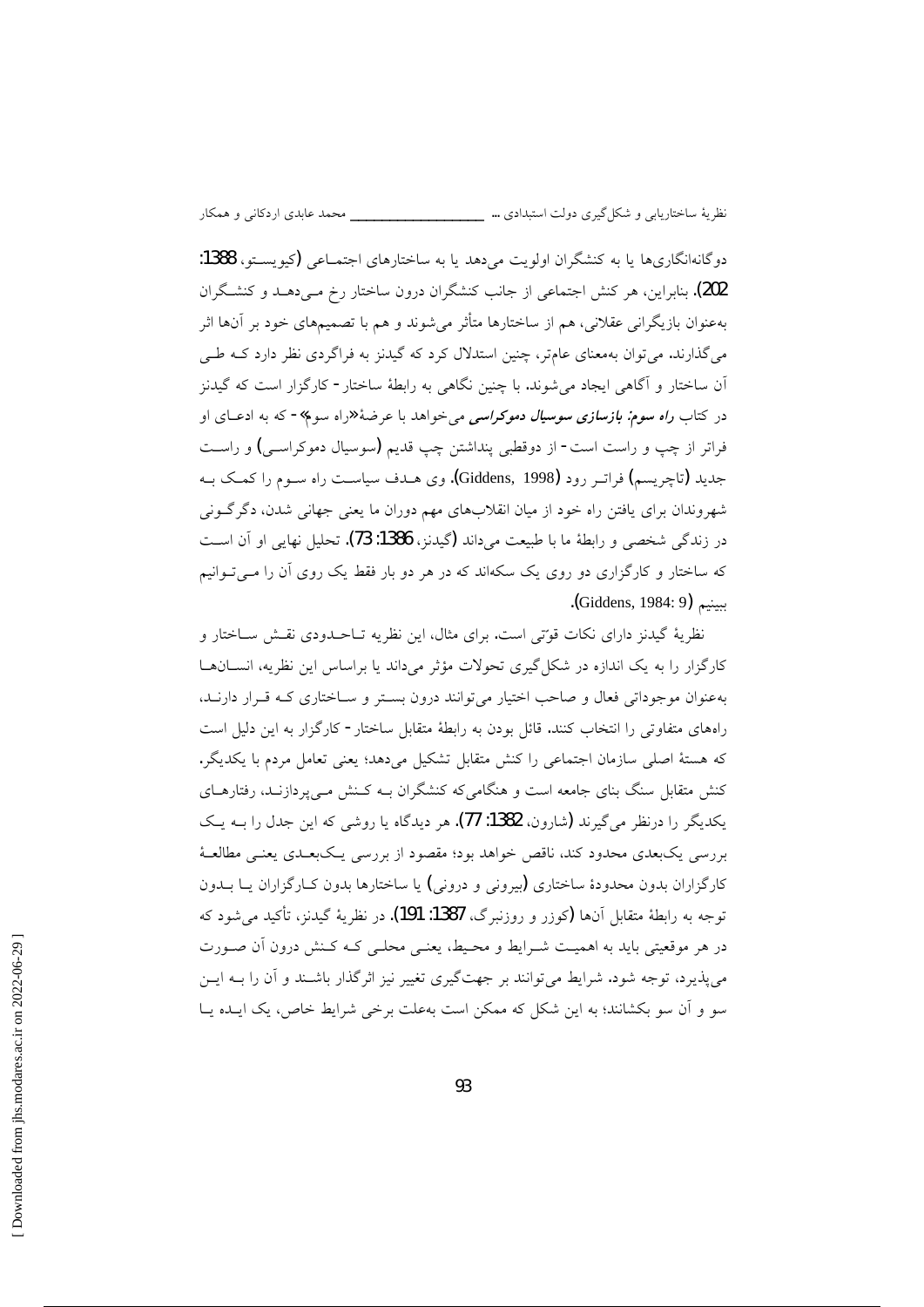دوگانه‌انگاری‌ها یا به کنشگران اولویت می‌دهد یا به ساختارهای اجتماعی (کیویستو، 1388: 202). بنابراین، هر کنش اجتماعی از جانب کنشگران درون ساختار رخ می‌دهد و کنشگران به‌عنوان بازیگرانی عقلانی، هم از ساختارها متأثر می‌شوند و هم با تصمیم‌های خود بر آن‌ها اثر می‌گذارند. می‌توان به‌معنای عام‌تر، چنین استدلال کرد که گیدنز به فراگردی نظر دارد که طی آن ساختار و آگاهی ایجاد می‌شوند. با چنین نگاهی به رابطهٔ ساختار- کارگزار است که گیدنز در کتاب ***راه سوم: بازسازی سوسیال دموکراسی*** می‌خواهد با عرضهٔ «راه سوم» - که به ادعای او فراتر از چپ و راست است- از دوقطبی پنداشتن چپ قدیم (سوسیال دموکراسی) و راست جدید (تاچریسم) فراتر رود (Giddens, 1998). وی هدف سیاست راه سوم را کمک به شهروندان برای یافتن راه خود از میان انقلاب‌های مهم دوران ما یعنی جهانی شدن، دگرگونی در زندگی شخصی و رابطهٔ ما با طبیعت می‌داند (گیدنز، 1386: 73). تحلیل نهایی او آن است که ساختار و کارگزاری دو روی یک سکه‌اند که در هر دو بار فقط یک روی آن را می‌توانیم ببینیم (Giddens, 1984: 9).

نظریهٔ گیدنز دارای نکات قوّتی است. برای مثال، این نظریه تاحدودی نقش ساختار و کارگزار را به یک اندازه در شکل‌گیری تحولات مؤثر می‌داند یا براساس این نظریه، انسان‌ها به‌عنوان موجوداتی فعال و صاحب اختیار می‌توانند درون بستر و ساختاری که قرار دارند، راه‌های متفاوتی را انتخاب کنند. قائل بودن به رابطهٔ متقابل ساختار- کارگزار به این دلیل است که هستهٔ اصلی سازمان اجتماعی را کنش متقابل تشکیل می‌دهد؛ یعنی تعامل مردم با یکدیگر. کنش متقابل سنگ بنای جامعه است و هنگامی‌که کنشگران به کنش می‌پردازند، رفتارهای یکدیگر را درنظر می‌گیرند (شارون، 1382: 77). هر دیدگاه یا روشی که این جدل را به یک بررسی یک‌بعدی محدود کند، ناقص خواهد بود؛ مقصود از بررسی یک‌بعدی یعنی مطالعهٔ کارگزاران بدون محدودهٔ ساختاری (بیرونی و درونی) یا ساختارها بدون کارگزاران یا بدون توجه به رابطهٔ متقابل آن‌ها (کوزر و روزنبرگ، 1387: 191). در نظریهٔ گیدنز، تأکید می‌شود که در هر موقعیتی باید به اهمیت شرایط و محیط، یعنی محلی که کنش درون آن صورت می‌پذیرد، توجه شود. شرایط می‌توانند بر جهت‌گیری تغییر نیز اثرگذار باشند و آن را به این سو و آن سو بکشانند؛ به این شکل که ممکن است به‌علت برخی شرایط خاص، یک ایده یا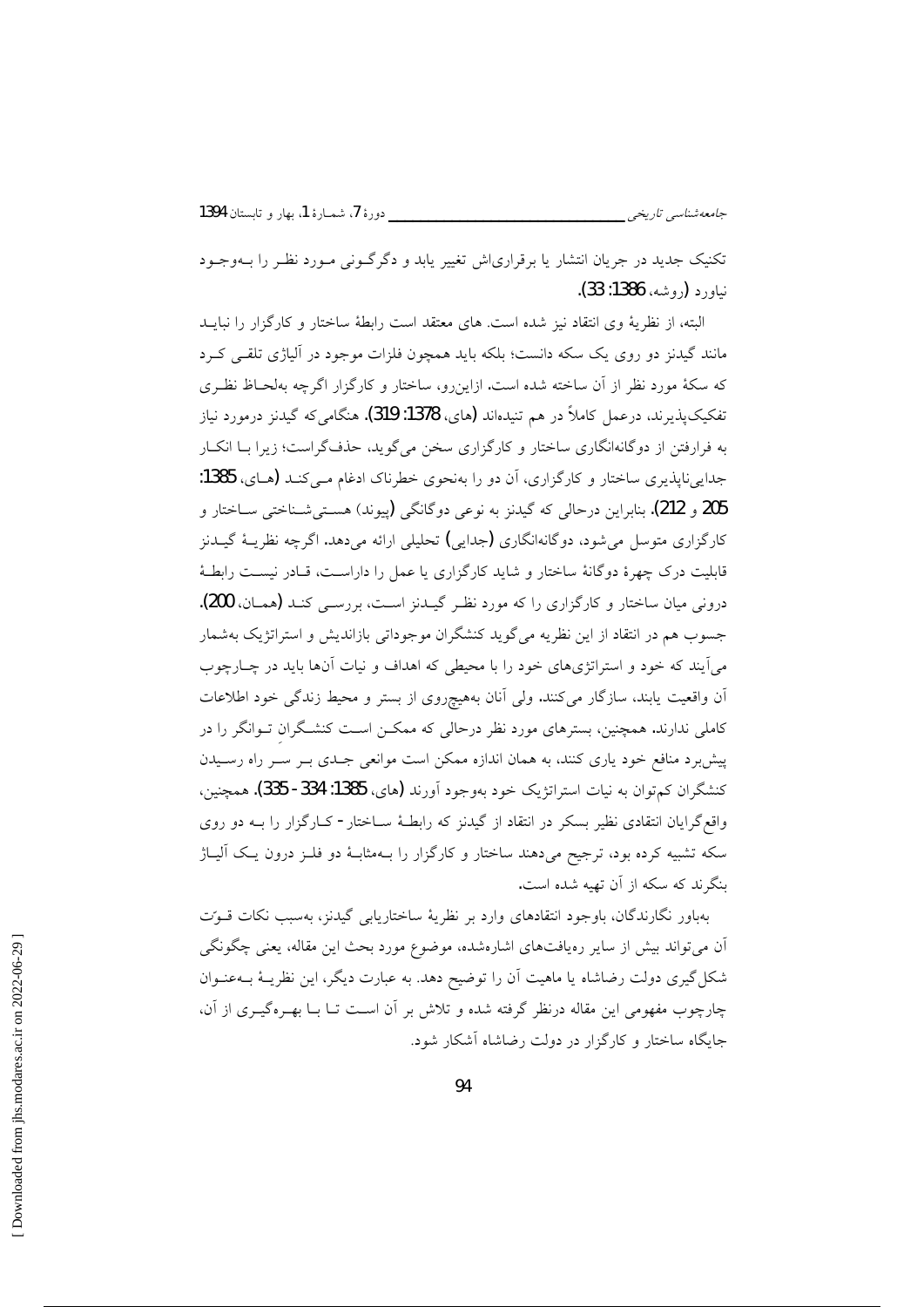تکنیک جدید در جریان انتشار یا برقراری‌اش تغییر یابد و دگرگونی مورد نظر را به‌وجود نیاورد (روشه، 1386: 33).

البته، از نظریهٔ وی انتقاد نیز شده است. های معتقد است رابطهٔ ساختار و کارگزار را نباید مانند گیدنز دو روی یک سکه دانست؛ بلکه باید همچون فلزات موجود در آلیاژی تلقی کرد که سکهٔ مورد نظر از آن ساخته شده است. ازاین‌رو، ساختار و کارگزار اگرچه به‌لحاظ نظری تفکیک‌پذیرند، درعمل کاملاً در هم تنیده‌اند (های، 1378: 319). هنگامی‌که گیدنز درمورد نیاز به فرارفتن از دوگانه‌انگاری ساختار و کارگزاری سخن می‌گوید، حذف‌گراست؛ زیرا با انکار جدایی‌ناپذیری ساختار و کارگزاری، آن دو را به‌نحوی خطرناک ادغام می‌کند (های، 1385: 205 و 212). بنابراین درحالی که گیدنز به نوعی دوگانگی (پیوند) هستی‌شناختی ساختار و کارگزاری متوسل می‌شود، دوگانه‌انگاری (جدایی) تحلیلی ارائه می‌دهد. اگرچه نظریهٔ گیدنز قابلیت درک چهرهٔ دوگانهٔ ساختار و شاید کارگزاری یا عمل را داراست، قادر نیست رابطهٔ درونی میان ساختار و کارگزاری را که مورد نظر گیدنز است، بررسی کند (همان، 200). جسوب هم در انتقاد از این نظریه می‌گوید کنشگران موجوداتی بازاندیش و استراتژیک به‌شمار می‌آیند که خود و استراتژی‌های خود را با محیطی که اهداف و نیات آن‌ها باید در چارچوب آن واقعیت یابند، سازگار می‌کنند. ولی آنان به‌هیچ‌روی از بستر و محیط زندگی خود اطلاعات کاملی ندارند. همچنین، بسترهای مورد نظر درحالی که ممکن است کنشگرانِ توانگر را در پیش‌برد منافع خود یاری کنند، به همان اندازه ممکن است موانعی جدی بر سر راه رسیدن کنشگران کم‌توان به نیات استراتژیک خود به‌وجود آورند (های، 1385: 334 - 335). همچنین، واقع‌گرایان انتقادی نظیر بسکر در انتقاد از گیدنز که رابطهٔ ساختار - کارگزار را به دو روی سکه تشبیه کرده بود، ترجیح می‌دهند ساختار و کارگزار را به‌مثابهٔ دو فلز درون یک آلیاژ بنگرند که سکه از آن تهیه شده است.

به‌باور نگارندگان، باوجود انتقادهای وارد بر نظریهٔ ساختاریابی گیدنز، به‌سبب نکات قوّت آن می‌تواند بیش از سایر رهیافت‌های اشاره‌شده، موضوع مورد بحث این مقاله، یعنی چگونگی شکل‌گیری دولت رضاشاه یا ماهیت آن را توضیح دهد. به عبارت دیگر، این نظریهٔ به‌عنوان چارچوب مفهومی این مقاله درنظر گرفته شده و تلاش بر آن است تا با بهره‌گیری از آن، جایگاه ساختار و کارگزار در دولت رضاشاه آشکار شود.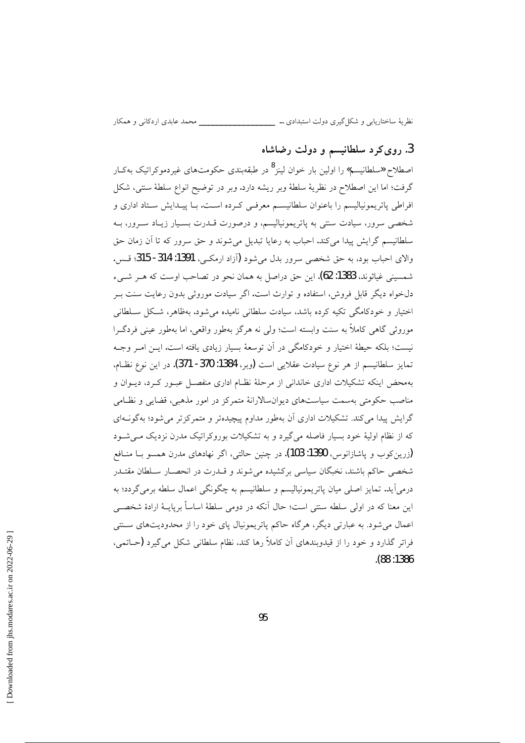## 3. رویکرد سلطانیسم و دولت رضاشاه

اصطلاح «سلطانیسم» را اولین بار خوان لینز[8] در طبقه‌بندی حکومت‌های غیردموکراتیک به‌کار گرفت؛ اما این اصطلاح در نظریهٔ سلطهٔ وبر ریشه دارد. وبر در توضیح انواع سلطهٔ سنتی، شکل افراطی پاتریمونیالیسم را باعنوان سلطانیسم معرفی کرده است. با پیدایش ستاد اداری و شخصی سرور، سیادت سنتی به پاتریمونیالیسم، و درصورت قدرت بسیار زیاد سرور، به سلطانیسم گرایش پیدا می‌کند. احباب به رعایا تبدیل می‌شوند و حق سرور که تا آن زمان حق والای احباب بود، به حق شخصی سرور بدل می‌شود (آزاد ارمکی، 1391: 314 - 315؛ قس. شمسینی غیاثوند، 1383: 62). این حق دراصل به همان نحو در تصاحب اوست که هر شیء دل‌خواه دیگر قابل فروش، استفاده و توارث است. اگر سیادت موروثی بدون رعایت سنت بر اختیار و خودکامگی تکیه کرده باشد، سیادت سلطانی نامیده می‌شود. به‌ظاهر، شکل سلطانی موروثی گاهی کاملاً به سنت وابسته است؛ ولی نه هرگز به‌طور واقعی. اما به‌طور عینی فردگرا نیست؛ بلکه حیطهٔ اختیار و خودکامگی در آن توسعهٔ بسیار زیادی یافته است. این امر وجه تمایز سلطانیسم از هر نوع سیادت عقلایی است (وبر، 1384: 370 - 371). در این نوع نظام، به‌محض اینکه تشکیلات اداری خاندانی از مرحلهٔ نظام اداری منفصل عبور کرد، دیوان و مناصب حکومتی به‌سمت سیاست‌های دیوان‌سالارانهٔ متمرکز در امور مذهبی، قضایی و نظامی گرایش پیدا می‌کند. تشکیلات اداری آن به‌طور مداوم پیچیده‌تر و متمرکزتر می‌شود؛ به‌گونه‌ای که از نظام اولیهٔ خود بسیار فاصله می‌گیرد و به تشکیلات بوروکراتیک مدرن نزدیک می‌شود (زرین‌کوب و پاشازانوس، 1390: 103). در چنین حالتی، اگر نهادهای مدرن همسو با منافع شخصی حاکم باشند، نخبگان سیاسی برکشیده می‌شوند و قدرت در انحصار سلطان مقتدر درمی‌آید. تمایز اصلی میان پاتریمونیالیسم و سلطانیسم به چگونگی اعمال سلطه برمی‌گردد؛ به این معنا که در اولی سلطه سنتی است؛ حال آنکه در دومی سلطهٔ اساساً برپایهٔ ارادهٔ شخصی اعمال می‌شود. به عبارتی دیگر، هرگاه حاکم پاتریمونیال پای خود را از محدودیت‌های سنتی فراتر گذارد و خود را از قیدوبندهای آن کاملاً رها کند، نظام سلطانی شکل می‌گیرد (حاتمی، 1386: 88).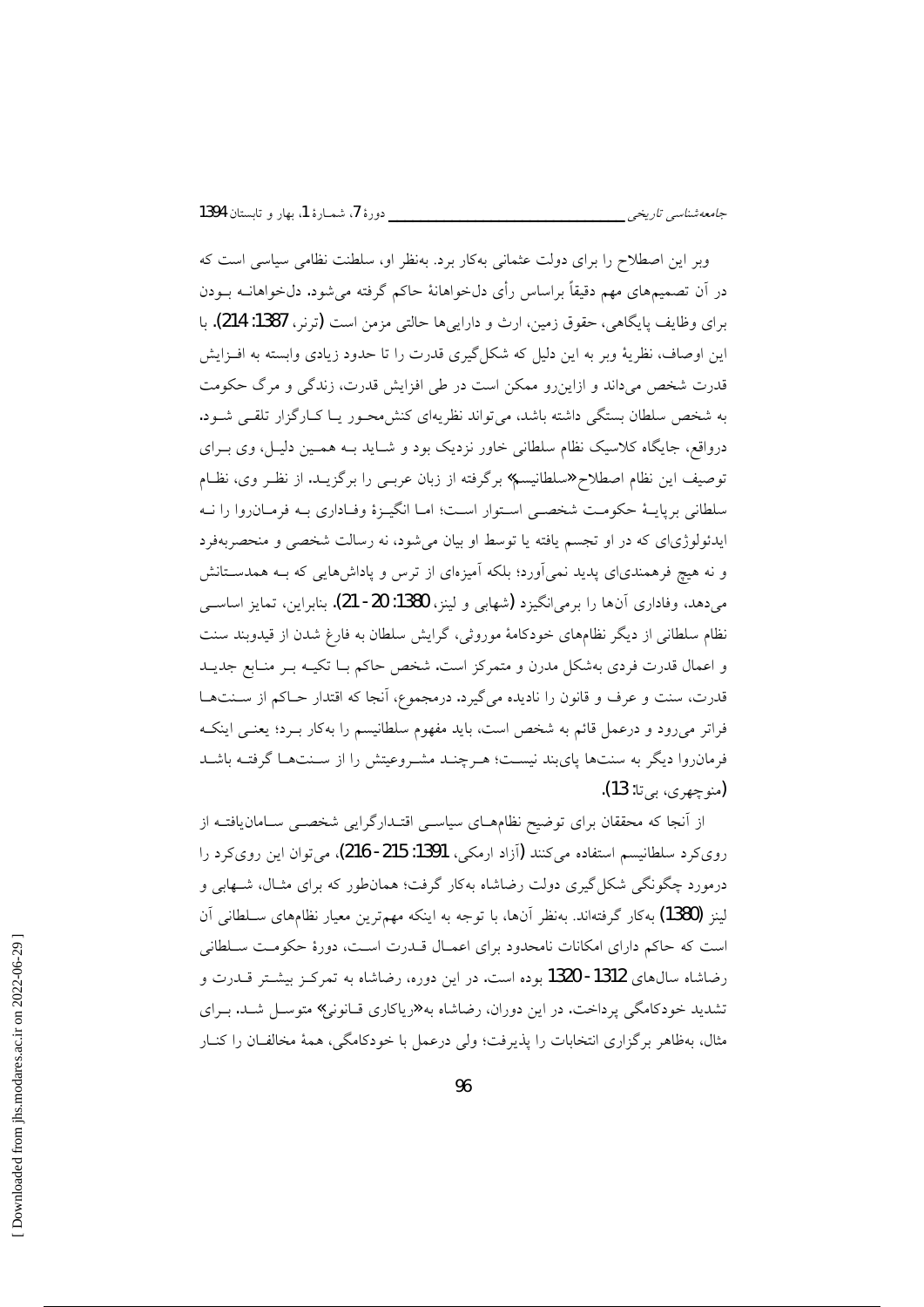وبر این اصطلاح را برای دولت عثمانی به‌کار برد. به‌نظر او، سلطنت نظامی سیاسی است که در آن تصمیم‌های مهم دقیقاً براساس رأی دل‌خواهانهٔ حاکم گرفته می‌شود. دل‌خواهانه بودن برای وظایف پایگاهی، حقوق زمین، ارث و دارایی‌ها حالتی مزمن است (ترنر، 1387: 214). با این اوصاف، نظریهٔ وبر به این دلیل که شکل‌گیری قدرت را تا حدود زیادی وابسته به افزایش قدرت شخص می‌داند و ازاین‌رو ممکن است در طی افزایش قدرت، زندگی و مرگ حکومت به شخص سلطان بستگی داشته باشد، می‌تواند نظریه‌ای کنش‌محور یا کارگزار تلقی شود. درواقع، جایگاه کلاسیک نظام سلطانی خاور نزدیک بود و شاید به همین دلیل، وی برای توصیف این نظام اصطلاح «سلطانیسم» برگرفته از زبان عربی را برگزید. از نظر وی، نظام سلطانی برپایهٔ حکومت شخصی استوار است؛ اما انگیزهٔ وفاداری به فرمان‌روا را نه ایدئولوژی‌ای که در او تجسم یافته یا توسط او بیان می‌شود، نه رسالت شخصی و منحصربه‌فرد و نه هیچ فرهمندی‌ای پدید نمی‌آورد؛ بلکه آمیزه‌ای از ترس و پاداش‌هایی که به همدستانش می‌دهد، وفاداری آن‌ها را برمی‌انگیزد (شهابی و لینز، 1380: 20-21). بنابراین، تمایز اساسی نظام سلطانی از دیگر نظام‌های خودکامهٔ موروثی، گرایش سلطان به فارغ شدن از قیدوبند سنت و اعمال قدرت فردی به‌شکل مدرن و متمرکز است. شخص حاکم با تکیه بر منابع جدید قدرت، سنت و عرف و قانون را نادیده می‌گیرد. درمجموع، آنجا که اقتدار حاکم از سنت‌ها فراتر می‌رود و درعمل قائم به شخص است، باید مفهوم سلطانیسم را به‌کار برد؛ یعنی اینکه فرمان‌روا دیگر به سنت‌ها پای‌بند نیست؛ هرچند مشروعیتش را از سنت‌ها گرفته باشد (منوچهری، بی‌تا: 13).

از آنجا که محققان برای توضیح نظام‌های سیاسی اقتدارگرایی شخصی سامان‌یافته از رویکرد سلطانیسم استفاده می‌کنند (آزاد ارمکی، 1391: 215-216)، می‌توان این رویکرد را درمورد چگونگی شکل‌گیری دولت رضاشاه به‌کار گرفت؛ همان‌طور که برای مثال، شهابی و لینز (1380) به‌کار گرفته‌اند. به‌نظر آن‌ها، با توجه به اینکه مهم‌ترین معیار نظام‌های سلطانی آن است که حاکم دارای امکانات نامحدود برای اعمال قدرت است، دورهٔ حکومت سلطانی رضاشاه سال‌های 1312-1320 بوده است. در این دوره، رضاشاه به تمرکز بیشتر قدرت و تشدید خودکامگی پرداخت. در این دوران، رضاشاه به «ریاکاری قانونی» متوسل شد. برای مثال، به‌ظاهر برگزاری انتخابات را پذیرفت؛ ولی درعمل با خودکامگی، همهٔ مخالفان را کنار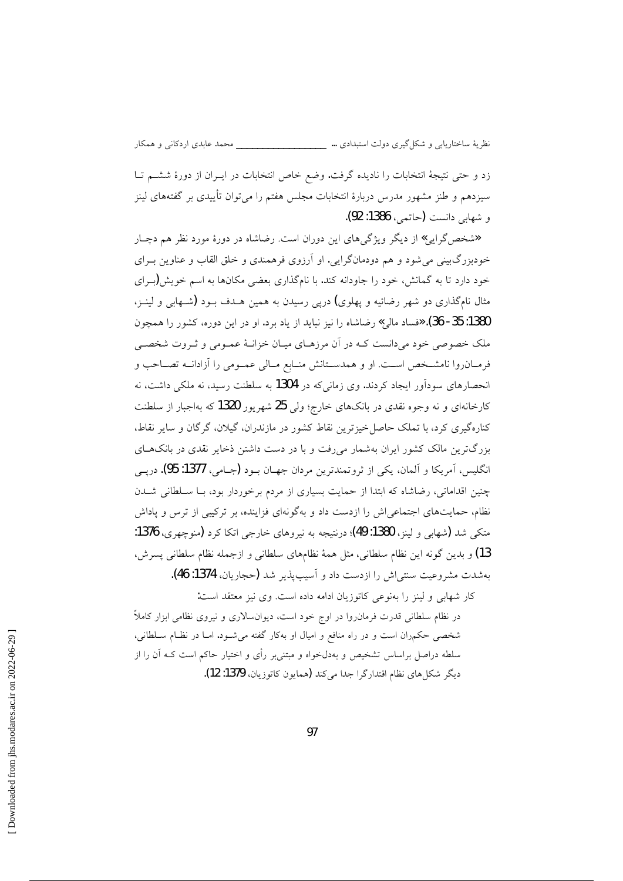زد و حتی نتیجهٔ انتخابات را نادیده گرفت. وضع خاص انتخابات در ایران از دورهٔ ششم تا سیزدهم و طنز مشهور مدرس دربارهٔ انتخابات مجلس هفتم را می‌توان تأییدی بر گفته‌های لینز و شهابی دانست (حاتمی، 1386: 92).

«شخص‌گرایی» از دیگر ویژگی‌های این دوران است. رضاشاه در دورهٔ مورد نظر هم دچار خودبزرگ‌بینی می‌شود و هم دودمان‌گرایی. او آرزوی فرهمندی و خلق القاب و عناوین برای خود دارد تا به گمانش، خود را جاودانه کند. با نام‌گذاری بعضی مکان‌ها به اسم خویش(برای مثال نام‌گذاری دو شهر رضائیه و پهلوی) درپی رسیدن به همین هدف بود (شهابی و لینز، 1380: 35- 36).«فساد مالی» رضاشاه را نیز نباید از یاد برد. او در این دوره، کشور را همچون ملک خصوصی خود می‌دانست که در آن مرزهای میان خزانهٔ عمومی و ثروت شخصی فرمانروا نامشخص است. او و همدستانش منابع مالی عمومی را آزادانه تصاحب و انحصارهای سودآور ایجاد کردند. وی زمانی‌که در 1304 به سلطنت رسید، نه ملکی داشت، نه کارخانه‌ای و نه وجوه نقدی در بانک‌های خارج؛ ولی 25 شهریور 1320 که به‌اجبار از سلطنت کناره‌گیری کرد، با تملک حاصل‌خیزترین نقاط کشور در مازندران، گیلان، گرگان و سایر نقاط، بزرگ‌ترین مالک کشور ایران به‌شمار می‌رفت و با در دست داشتن ذخایر نقدی در بانک‌های انگلیس، آمریکا و آلمان، یکی از ثروتمندترین مردان جهان بود (جامی، 1377: 95). درپی چنین اقداماتی، رضاشاه که ابتدا از حمایت بسیاری از مردم برخوردار بود، با سلطانی شدن نظام، حمایت‌های اجتماعی‌اش را ازدست داد و به‌گونه‌ای فزاینده، بر ترکیبی از ترس و پاداش متکی شد (شهابی و لینز، 1380: 49)؛ درنتیجه به نیروهای خارجی اتکا کرد (منوچهری، 1376: 13) و بدین گونه این نظام سلطانی، مثل همهٔ نظام‌های سلطانی و ازجمله نظام سلطانی پسرش، به‌شدت مشروعیت سنتی‌اش را ازدست داد و آسیب‌پذیر شد (حجاریان، 1374: 46).

کار شهابی و لینز را به‌نوعی کاتوزیان ادامه داده است. وی نیز معتقد است:

> در نظام سلطانی قدرت فرمانروا در اوج خود است، دیوان‌سالاری و نیروی نظامی ابزار کاملاً شخصی حکمران است و در راه منافع و امیال او به‌کار گفته می‌شود. اما در نظام سلطانی، سلطه دراصل براساس تشخیص و به‌دلخواه و مبتنی‌بر رأی و اختیار حاکم است که آن را از دیگر شکل‌های نظام اقتدارگرا جدا می‌کند (همایون کاتوزیان، 1379: 12).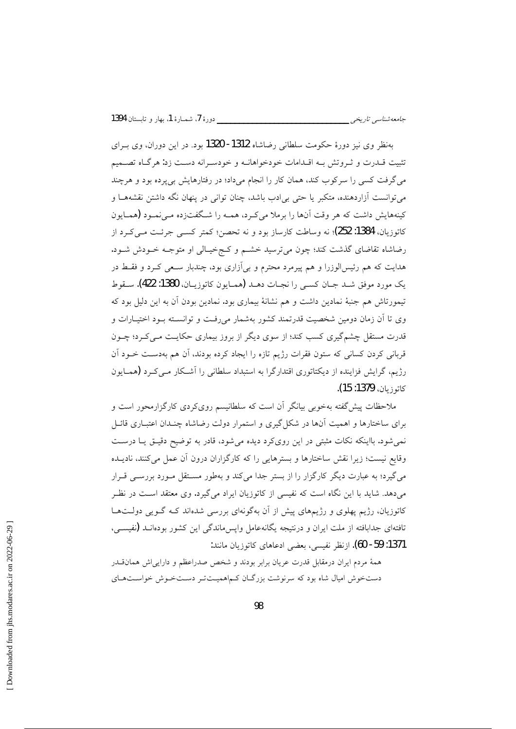به‌نظر وی نیز دورهٔ حکومت سلطانی رضاشاه 1312-1320 بود. در این دوران، وی برای تثبیت قدرت و ثروتش به اقدامات خودخواهانه و خودسرانه دست زد: هرگاه تصمیم می‌گرفت کسی را سرکوب کند، همان کار را انجام می‌داد؛ در رفتارهایش بی‌پرده بود و هرچند می‌توانست آزاردهنده، متکبر یا حتی بی‌ادب باشد، چنان توانی در پنهان نگه داشتن نقشه‌ها و کینه‌هایش داشت که هر وقت آن‌ها را برملا می‌کرد، همه را شگفت‌زده می‌نمود (همایون کاتوزیان، 1384: 252)؛ نه وساطت کارساز بود و نه تحصن؛ کمتر کسی جرئت می‌کرد از رضاشاه تقاضای گذشت کند؛ چون می‌ترسید خشم و کج‌خیالی او متوجه خودش شود. هدایت که هم رئیس‌الوزرا و هم پیرمرد محترم و بی‌آزاری بود، چندبار سعی کرد و فقط در یک مورد موفق شد جان کسی را نجات دهد (همایون کاتوزیان، 1380: 422). سقوط تیمورتاش هم جنبهٔ نمادین داشت و هم نشانهٔ بیماری بود. نمادین بودن آن به این دلیل بود که وی تا آن زمان دومین شخصیت قدرتمند کشور به‌شمار می‌رفت و توانسته بود اختیارات و قدرت مستقل چشم‌گیری کسب کند؛ از سوی دیگر از بروز بیماری حکایت می‌کرد؛ چون قربانی کردن کسانی که ستون فقرات رژیم تازه را ایجاد کرده بودند، آن هم به‌دست خود آن رژیم، گرایش فزاینده از دیکتاتوری اقتدارگرا به استبداد سلطانی را آشکار می‌کرد (همایون کاتوزیان، 1379: 15).

ملاحظات پیش‌گفته به‌خوبی بیانگر آن است که سلطانیسم رویکردی کارگزارمحور است و برای ساختارها و اهمیت آن‌ها در شکل‌گیری و استمرار دولت رضاشاه چندان اعتباری قائل نمی‌شود. بااینکه نکات مثبتی در این رویکرد دیده می‌شود، قادر به توضیح دقیق یا درست وقایع نیست؛ زیرا نقش ساختارها و بسترهایی را که کارگزاران درون آن عمل می‌کنند، نادیده می‌گیرد؛ به عبارت دیگر کارگزار را از بستر جدا می‌کند و به‌طور مستقل مورد بررسی قرار می‌دهد. شاید با این نگاه است که نفیسی از کاتوزیان ایراد می‌گیرد. وی معتقد است در نظر کاتوزیان، رژیم پهلوی و رژیم‌های پیش از آن به‌گونه‌ای بررسی شده‌اند که گویی دولت‌ها تافته‌ای جدابافته از ملت ایران و درنتیجه یگانه‌عامل واپس‌ماندگی این کشور بوده‌اند (نفیسی، 1371: 59-60). ازنظر نفیسی، بعضی ادعاهای کاتوزیان مانند:

همهٔ مردم ایران درمقابل قدرت عریان برابر بودند و شخص صدراعظم و دارایی‌اش همان‌قدر دست‌خوش امیال شاه بود که سرنوشت بزرگان کم‌اهمیت‌تر دست‌خوش خواست‌های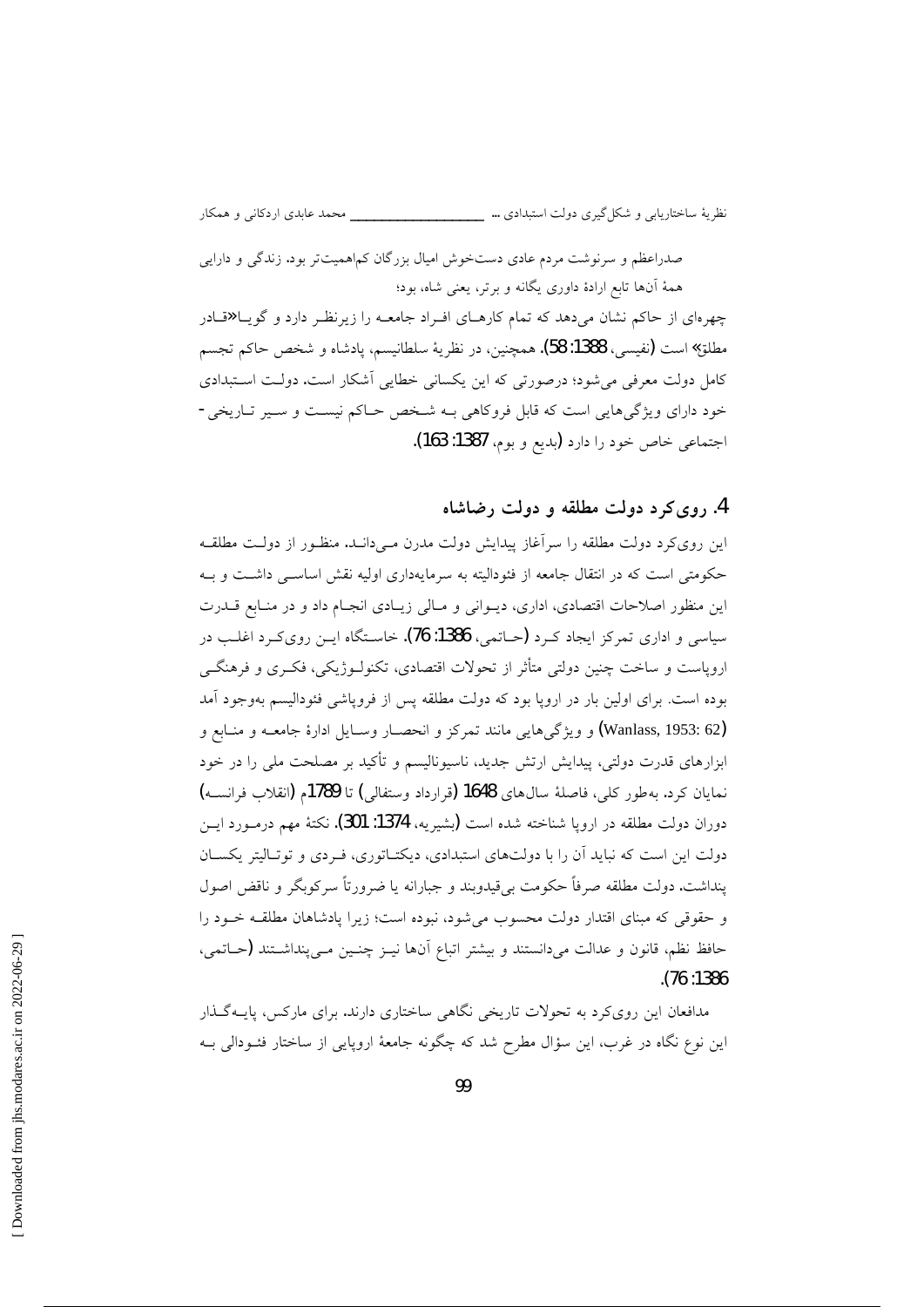صدراعظم و سرنوشت مردم عادی دست‌خوش امیال بزرگان کم‌اهمیت‌تر بود. زندگی و دارایی همهٔ آن‌ها تابع ارادهٔ داوری یگانه و برتر، یعنی شاه، بود؛

چهره‌ای از حاکم نشان می‌دهد که تمام کارهـای افـراد جامعـه را زیرنظـر دارد و گویـا «قـادر مطلق» است (نفیسی، 1388: 58). همچنین، در نظریهٔ سلطانیسم، پادشاه و شخص حاکم تجسم کامل دولت معرفی می‌شود؛ درصورتی که این یکسانی خطایی آشکار است. دولـت اسـتبدادی خود دارای ویژگی‌هایی است که قابل فروکاهی بـه شـخص حـاکم نیسـت و سـیر تـاریخی - اجتماعی خاص خود را دارد (بدیع و بوم، 1387: 163).

## 4. روی‌کرد دولت مطلقه و دولت رضاشاه

این روی‌کرد دولت مطلقه را سرآغاز پیدایش دولت مدرن مـی‌دانـد. منظـور از دولـت مطلقـه حکومتی است که در انتقال جامعه از فئودالیته به سرمایه‌داری اولیه نقش اساسـی داشـت و بـه این منظور اصلاحات اقتصادی، اداری، دیـوانی و مـالی زیـادی انجـام داد و در منـابع قـدرت سیاسی و اداری تمرکز ایجاد کـرد (حـاتمی، 1386: 76). خاسـتگاه ایـن روی‌کـرد اغلـب در اروپاست و ساخت چنین دولتی متأثر از تحولات اقتصادی، تکنولـوژیکی، فکـری و فرهنگـی بوده است. برای اولین بار در اروپا بود که دولت مطلقه پس از فروپاشی فئودالیسم به‌وجود آمد (Wanlass, 1953: 62) و ویژگی‌هایی مانند تمرکز و انحصـار وسـایل ادارهٔ جامعـه و منـابع و ابزارهای قدرت دولتی، پیدایش ارتش جدید، ناسیونالیسم و تأکید بر مصلحت ملی را در خود نمایان کرد. به‌طور کلی، فاصلهٔ سال‌های 1648 (قرارداد وستفالی) تا 1789م (انقلاب فرانسـه) دوران دولت مطلقه در اروپا شناخته شده است (بشیریه، 1374: 301). نکتهٔ مهم درمـورد ایـن دولت این است که نباید آن را با دولت‌های استبدادی، دیکتـاتوری، فـردی و توتـالیتر یکسـان پنداشت. دولت مطلقه صرفاً حکومت بی‌قیدوبند و جبارانه یا ضرورتاً سرکوبگر و ناقض اصول و حقوقی که مبنای اقتدار دولت محسوب می‌شود، نبوده است؛ زیرا پادشاهان مطلقـه خـود را حافظ نظم، قانون و عدالت می‌دانستند و بیشتر اتباع آن‌ها نیـز چنـین مـی‌پنداشـتند (حـاتمی، 1386: 76).

مدافعان این روی‌کرد به تحولات تاریخی نگاهی ساختاری دارند. برای مارکس، پایـه‌گـذار این نوع نگاه در غرب، این سؤال مطرح شد که چگونه جامعهٔ اروپایی از ساختار فئـودالی بـه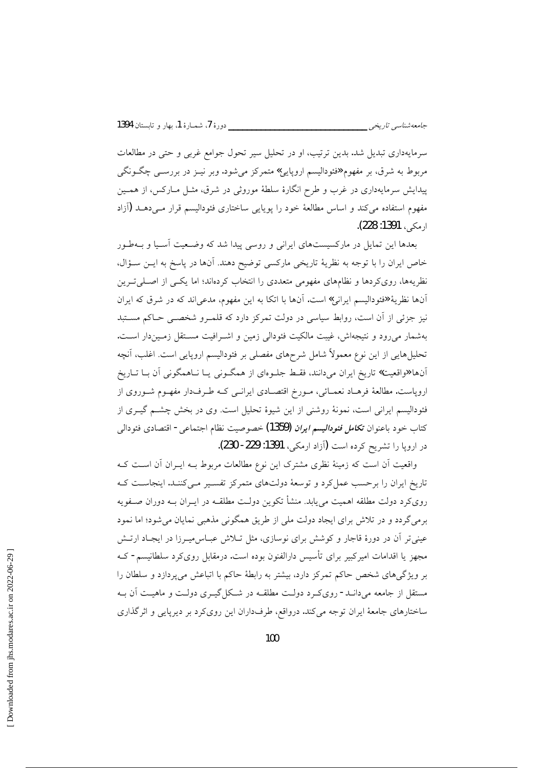سرمایه‌داری تبدیل شد. بدین ترتیب، او در تحلیل سیر تحول جوامع غربی و حتی در مطالعات مربوط به شرق، بر مفهوم«فئودالیسم اروپایی» متمرکز می‌شود. وبر نیز در بررسی چگونگی پیدایش سرمایه‌داری در غرب و طرح انگارهٔ سلطهٔ موروثی در شرق، مثل مارکس، از همین مفهوم استفاده می‌کند و اساس مطالعهٔ خود را پویایی ساختاری فئودالیسم قرار می‌دهد (آزاد ارمکی، 1391: 228).

بعدها این تمایل در مارکسیست‌های ایرانی و روسی پیدا شد که وضعیت آسیا و به‌طور خاص ایران را با توجه به نظریهٔ تاریخی مارکسی توضیح دهند. آنها در پاسخ به این سؤال، نظریه‌ها، رویکردها و نظام‌های مفهومی متعددی را انتخاب کرده‌اند؛ اما یکی از اصلی‌ترین آنها نظریهٔ«فئودالیسم ایرانی» است. آنها با اتکا به این مفهوم، مدعی‌اند که در شرق که ایران نیز جزئی از آن است، روابط سیاسی در دولت تمرکز دارد که قلمرو شخصی حاکم مستبد به‌شمار می‌رود و نتیجه‌اش، غیبت مالکیت فئودالی زمین و اشرافیت مستقل زمین‌دار است. تحلیل‌هایی از این نوع معمولاً شامل شرح‌های مفصلی بر فئودالیسم اروپایی است. اغلب، آنچه آنها«واقعیت» تاریخ ایران می‌دانند، فقط جلوه‌ای از همگونی یا ناهمگونی آن با تاریخ اروپاست. مطالعهٔ فرهاد نعمانی، مورخ اقتصادی ایرانی که طرف‌دار مفهوم شوروی از فئودالیسم ایرانی است، نمونهٔ روشنی از این شیوهٔ تحلیل است. وی در بخش چشم گیری از کتاب خود باعنوان ***تکامل فئودالیسم ایران*** (1359) خصوصیت نظام اجتماعی - اقتصادی فئودالی در اروپا را تشریح کرده است (آزاد ارمکی، 1391: 229 - 230).

واقعیت آن است که زمینهٔ نظری مشترک این نوع مطالعات مربوط به ایران آن است که تاریخ ایران را برحسب عملکرد و توسعهٔ دولت‌های متمرکز تفسیر می‌کنند. اینجاست که رویکرد دولت مطلقه اهمیت می‌یابد. منشأ تکوین دولت مطلقه در ایران به دوران صفویه برمی‌گردد و در تلاش برای ایجاد دولت ملی از طریق همگونی مذهبی نمایان می‌شود؛ اما نمود عینی‌تر آن در دورهٔ قاجار و کوشش برای نوسازی، مثل تلاش عباس‌میرزا در ایجاد ارتش مجهز یا اقدامات امیرکبیر برای تأسیس دارالفنون بوده است. درمقابل رویکرد سلطانیسم - که بر ویژگی‌های شخص حاکم تمرکز دارد، بیشتر به رابطهٔ حاکم با اتباعش می‌پردازد و سلطان را مستقل از جامعه می‌داند - رویکرد دولت مطلقه در شکل‌گیری دولت و ماهیت آن به ساختارهای جامعهٔ ایران توجه می‌کند. درواقع، طرف‌داران این رویکرد بر دیرپایی و اثرگذاری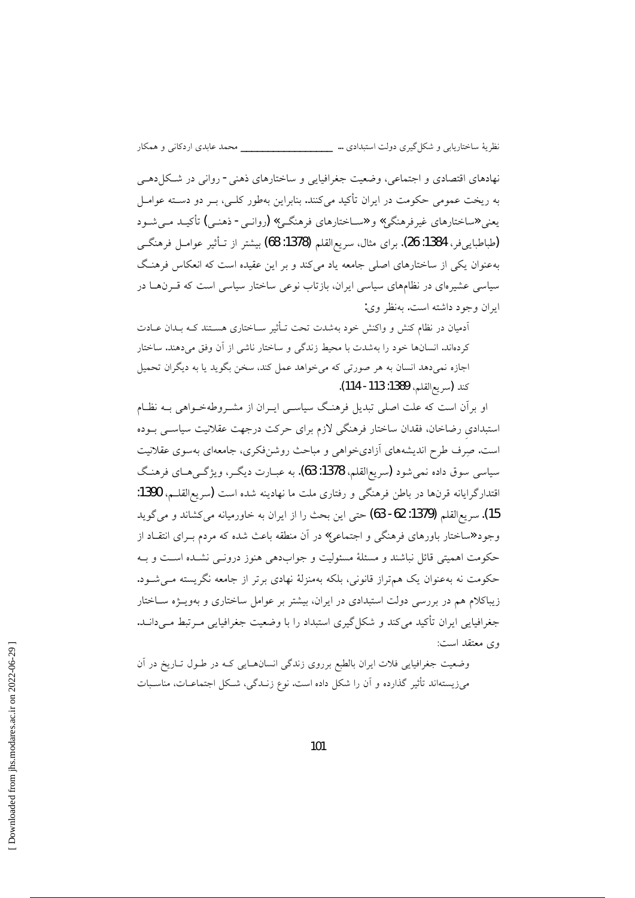نهادهای اقتصادی و اجتماعی، وضعیت جغرافیایی و ساختارهای ذهنی - روانی در شکل‌دهی به ریخت عمومی حکومت در ایران تأکید می‌کنند. بنابراین به‌طور کلی، بر دو دسته عوامل یعنی «ساختارهای غیرفرهنگی» و «ساختارهای فرهنگی» (روانی - ذهنی) تأکید می‌شود (طباطبایی‌فر، 1384: 26). برای مثال، سریع‌القلم (1378: 68) بیشتر از تأثیر عوامل فرهنگی به‌عنوان یکی از ساختارهای اصلی جامعه یاد می‌کند و بر این عقیده است که انعکاس فرهنگ سیاسی عشیره‌ای در نظام‌های سیاسی ایران، بازتاب نوعی ساختار سیاسی است که قرن‌ها در ایران وجود داشته است. به‌نظر وی:

> آدمیان در نظام کنش و واکنش خود به‌شدت تحت تأثیر ساختاری هستند که بدان عادت کرده‌اند. انسان‌ها خود را به‌شدت با محیط زندگی و ساختار ناشی از آن وفق می‌دهند. ساختار اجازه نمی‌دهد انسان به هر صورتی که می‌خواهد عمل کند، سخن بگوید یا به دیگران تحمیل کند (سریع‌القلم، 1389: 113 - 114).

او برآن است که علت اصلی تبدیل فرهنگ سیاسی ایران از مشروطه‌خواهی به نظام استبدادیِ رضاخان، فقدان ساختار فرهنگی لازم برای حرکت درجهت عقلانیت سیاسی بوده است. صِرف طرح اندیشه‌های آزادی‌خواهی و مباحث روشن‌فکری، جامعه‌ای به‌سوی عقلانیت سیاسی سوق داده نمی‌شود (سریع‌القلم، 1378: 63). به عبارت دیگر، ویژگی‌های فرهنگ اقتدارگرایانه قرن‌ها در باطن فرهنگی و رفتاری ملت ما نهادینه شده است (سریع‌القلم، 1390: 15). سریع‌القلم (1379: 62 - 63) حتی این بحث را از ایران به خاورمیانه می‌کشاند و می‌گوید وجود «ساختار باورهای فرهنگی و اجتماعی» در آن منطقه باعث شده که مردم برای انتقاد از حکومت اهمیتی قائل نباشند و مسئلهٔ مسئولیت و جواب‌دهی هنوز درونی نشده است و به حکومت نه به‌عنوان یک هم‌تراز قانونی، بلکه به‌منزلهٔ نهادی برتر از جامعه نگریسته می‌شود. زیباکلام هم در بررسی دولت استبدادی در ایران، بیشتر بر عوامل ساختاری و به‌ویژه ساختار جغرافیایی ایران تأکید می‌کند و شکل‌گیری استبداد را با وضعیت جغرافیایی مرتبط می‌داند. وی معتقد است:

> وضعیت جغرافیایی فلات ایران بالطبع برروی زندگی انسان‌هایی که در طول تاریخ در آن می‌زیسته‌اند تأثیر گذارده و آن را شکل داده است. نوع زندگی، شکل اجتماعات، مناسبات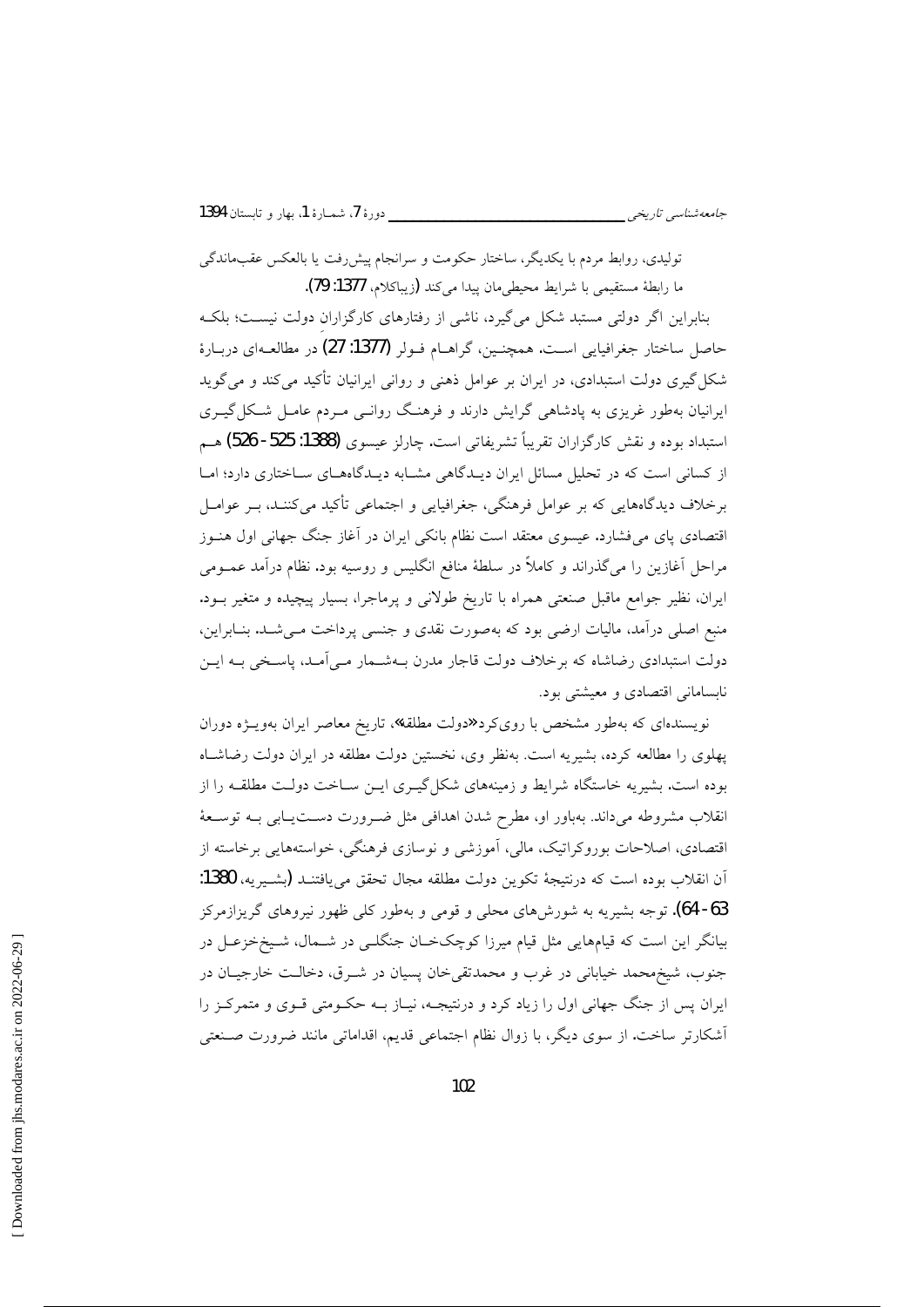تولیدی، روابط مردم با یکدیگر، ساختار حکومت و سرانجام پیش‌رفت یا بالعکس عقب‌ماندگی ما رابطهٔ مستقیمی با شرایط محیطی‌مان پیدا می‌کند (زیباکلام، 1377: 79).

بنابراین اگر دولتی مستبد شکل می‌گیرد، ناشی از رفتارهای کارگزارانِ دولت نیست؛ بلکه حاصل ساختار جغرافیایی است. همچنین، گراهام فولر (1377: 27) در مطالعه‌ای دربارهٔ شکل‌گیری دولت استبدادی، در ایران بر عوامل ذهنی و روانی ایرانیان تأکید می‌کند و می‌گوید ایرانیان به‌طور غریزی به پادشاهی گرایش دارند و فرهنگ روانی مردم عامل شکل‌گیری استبداد بوده و نقش کارگزاران تقریباً تشریفاتی است. چارلز عیسوی (1388: 525-526) هم از کسانی است که در تحلیل مسائل ایران دیدگاهی مشابه دیدگاه‌های ساختاری دارد؛ اما برخلاف دیدگاه‌هایی که بر عوامل فرهنگی، جغرافیایی و اجتماعی تأکید می‌کنند، بر عوامل اقتصادی پای می‌فشارد. عیسوی معتقد است نظام بانکی ایران در آغاز جنگ جهانی اول هنوز مراحل آغازین را می‌گذراند و کاملاً در سلطهٔ منافع انگلیس و روسیه بود. نظام درآمد عمومی ایران، نظیر جوامع ماقبل صنعتی همراه با تاریخ طولانی و پرماجرا، بسیار پیچیده و متغیر بود. منبع اصلی درآمد، مالیات ارضی بود که به‌صورت نقدی و جنسی پرداخت می‌شد. بنابراین، دولت استبدادی رضاشاه که برخلاف دولت قاجار مدرن به‌شمار می‌آمد، پاسخی به این نابسامانی اقتصادی و معیشتی بود.

نویسنده‌ای که به‌طور مشخص با رویکرد «دولت مطلقه»، تاریخ معاصر ایران به‌ویژه دوران پهلوی را مطالعه کرده، بشیریه است. به‌نظر وی، نخستین دولت مطلقه در ایران دولت رضاشاه بوده است. بشیریه خاستگاه شرایط و زمینه‌های شکل‌گیری این ساخت دولت مطلقه را از انقلاب مشروطه می‌داند. به‌باور او، مطرح شدن اهدافی مثل ضرورت دست‌یابی به توسعهٔ اقتصادی، اصلاحات بوروکراتیک، مالی، آموزشی و نوسازی فرهنگی، خواسته‌هایی برخاسته از آن انقلاب بوده است که درنتیجهٔ تکوین دولت مطلقه مجال تحقق می‌یافتند (بشیریه، 1380: 63-64). توجه بشیریه به شورش‌های محلی و قومی و به‌طور کلی ظهور نیروهای گریزازمرکز بیانگر این است که قیام‌هایی مثل قیام میرزا کوچک‌خان جنگلی در شمال، شیخ‌خزعل در جنوب، شیخ‌محمد خیابانی در غرب و محمدتقی‌خان پسیان در شرق، دخالت خارجیان در ایران پس از جنگ جهانی اول را زیاد کرد و درنتیجه، نیاز به حکومتی قوی و متمرکز را آشکارتر ساخت. از سوی دیگر، با زوال نظام اجتماعی قدیم، اقداماتی مانند ضرورت صنعتی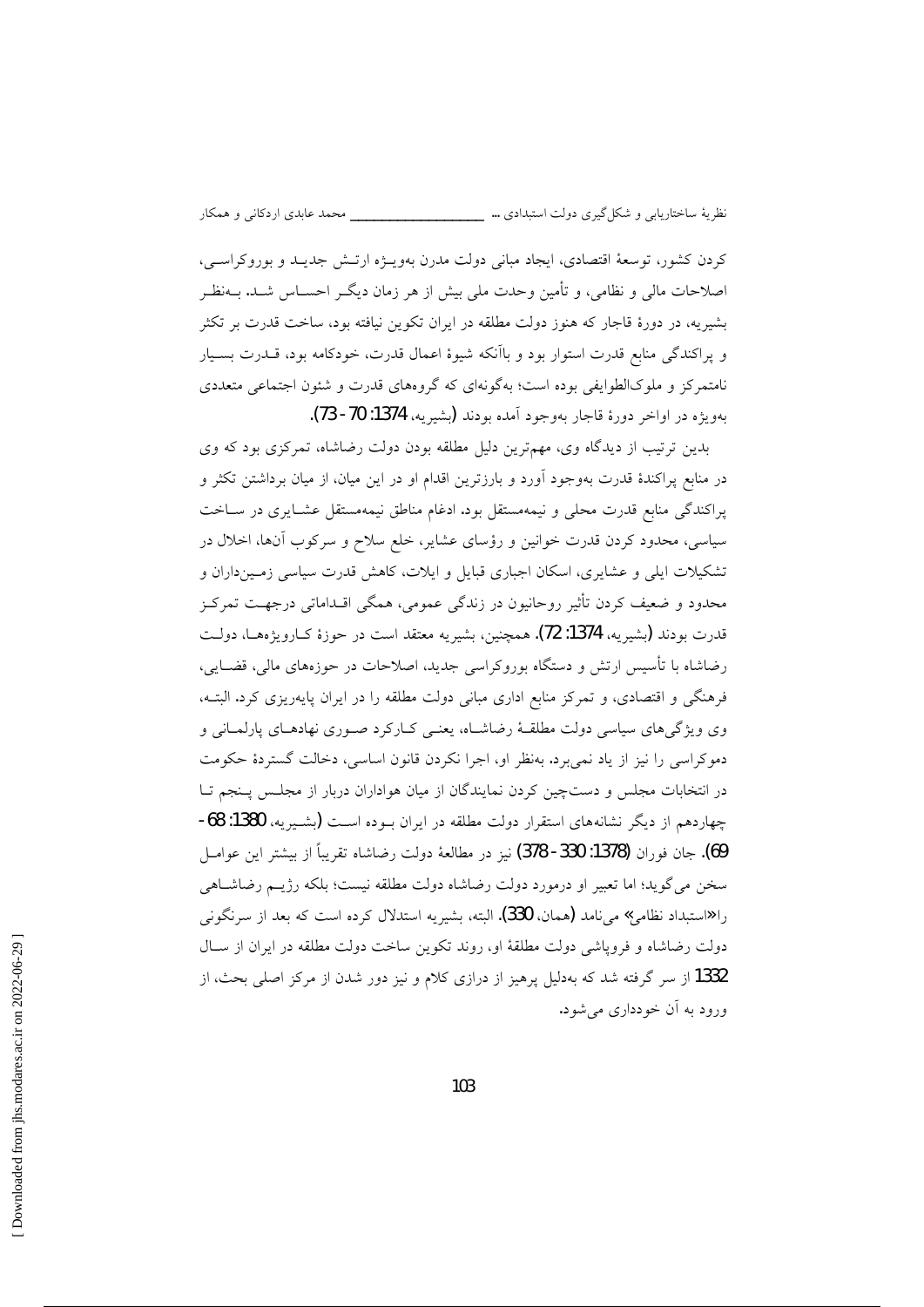کردن کشور، توسعهٔ اقتصادی، ایجاد مبانی دولت مدرن به‌ویـژه ارتـش جدیـد و بوروکراسـی، اصلاحات مالی و نظامی، و تأمین وحدت ملی بیش از هر زمان دیگـر احسـاس شـد. بـه‌نظـر بشیریه، در دورهٔ قاجار که هنوز دولت مطلقه در ایران تکوین نیافته بود، ساخت قدرت بر تکثر و پراکندگی منابع قدرت استوار بود و باآنکه شیوهٔ اعمال قدرت، خودکامه بود، قـدرت بسـیار نامتمرکز و ملوک‌الطوایفی بوده است؛ به‌گونه‌ای که گروه‌های قدرت و شئون اجتماعی متعددی به‌ویژه در اواخر دورهٔ قاجار به‌وجود آمده بودند (بشیریه، 1374: 70 - 73).

بدین ترتیب از دیدگاه وی، مهم‌ترین دلیل مطلقه بودن دولت رضاشاه، تمرکزی بود که وی در منابع پراکندهٔ قدرت به‌وجود آورد و بارزترین اقدام او در این میان، از میان برداشتن تکثر و پراکندگی منابع قدرت محلی و نیمه‌مستقل بود. ادغام مناطق نیمه‌مستقل عشـایری در سـاخت سیاسی، محدود کردن قدرت خوانین و رؤسای عشایر، خلع سلاح و سرکوب آن‌ها، اخلال در تشکیلات ایلی و عشایری، اسکان اجباری قبایل و ایلات، کاهش قدرت سیاسی زمـین‌داران و محدود و ضعیف کردن تأثیر روحانیون در زندگی عمومی، همگی اقـداماتی درجهـت تمرکـز قدرت بودند (بشیریه، 1374: 72). همچنین، بشیریه معتقد است در حوزهٔ کـارویژه‌هـا، دولـت رضاشاه با تأسیس ارتش و دستگاه بوروکراسی جدید، اصلاحات در حوزه‌های مالی، قضـایی، فرهنگی و اقتصادی، و تمرکز منابع اداری مبانی دولت مطلقه را در ایران پایه‌ریزی کرد. البتـه، وی ویژگی‌های سیاسی دولت مطلقـهٔ رضاشـاه، یعنـی کـارکرد صـوری نهادهـای پارلمـانی و دموکراسی را نیز از یاد نمی‌برد. به‌نظر او، اجرا نکردن قانون اساسی، دخالت گستردهٔ حکومت در انتخابات مجلس و دست‌چین کردن نمایندگان از میان هواداران دربار از مجلـس پـنجم تـا چهاردهم از دیگر نشانه‌های استقرار دولت مطلقه در ایران بـوده اسـت (بشـیریه، 1380: 68 - 69). جان فوران (1378: 330 - 378) نیز در مطالعهٔ دولت رضاشاه تقریباً از بیشتر این عوامـل سخن می‌گوید؛ اما تعبیر او درمورد دولت رضاشاه دولت مطلقه نیست؛ بلکه رژیـم رضاشـاهی را «استبداد نظامی» می‌نامد (همان، 330). البته، بشیریه استدلال کرده است که بعد از سرنگونی دولت رضاشاه و فروپاشی دولت مطلقهٔ او، روند تکوین ساخت دولت مطلقه در ایران از سـال 1332 از سر گرفته شد که به‌دلیل پرهیز از درازی کلام و نیز دور شدن از مرکز اصلی بحث، از ورود به آن خودداری می‌شود.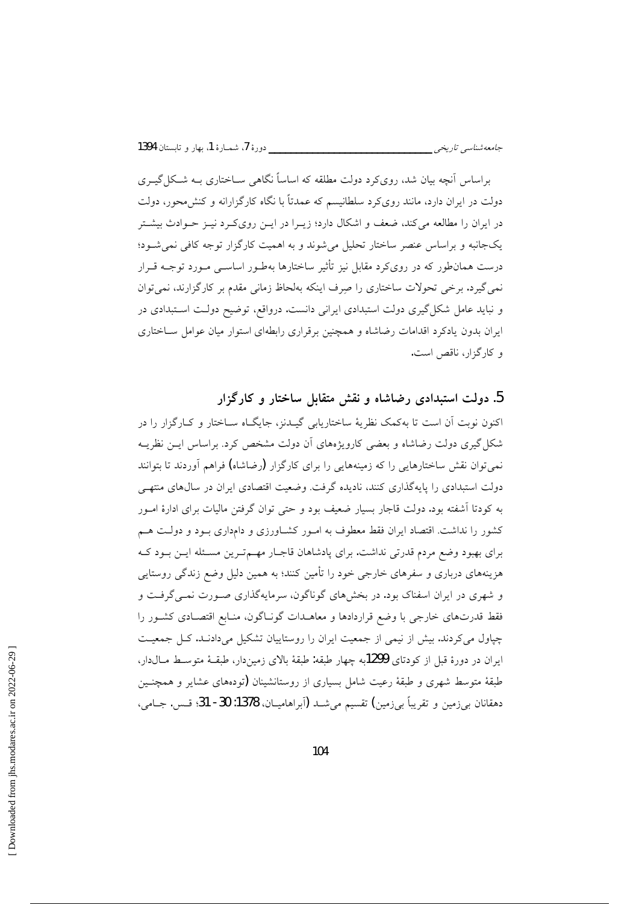براساس آنچه بیان شد، رویکرد دولت مطلقه که اساساً نگاهی ساختاری به شکل‌گیری دولت در ایران دارد، مانند رویکرد سلطانیسم که عمدتاً با نگاه کارگزارانه و کنش‌محور، دولت در ایران را مطالعه می‌کند، ضعف و اشکال دارد؛ زیرا در این رویکرد نیز حوادث بیشتر یک‌جانبه و براساس عنصر ساختار تحلیل می‌شوند و به اهمیت کارگزار توجه کافی نمی‌شود؛ درست همان‌طور که در رویکرد مقابل نیز تأثیر ساختارها به‌طور اساسی مورد توجه قرار نمی‌گیرد. برخی تحولات ساختاری را صرف اینکه به‌لحاظ زمانی مقدم بر کارگزارند، نمی‌توان و نباید عامل شکل‌گیری دولت استبدادی ایرانی دانست. درواقع، توضیح دولت استبدادی در ایران بدون یادکرد اقدامات رضاشاه و همچنین برقراری رابطه‌ای استوار میان عوامل ساختاری و کارگزار، ناقص است.

## 5. دولت استبدادی رضاشاه و نقش متقابل ساختار و کارگزار

اکنون نوبت آن است تا به‌کمک نظریهٔ ساختاریابی گیدنز، جایگاه ساختار و کارگزار را در شکل‌گیری دولت رضاشاه و بعضی کارویژه‌های آن دولت مشخص کرد. براساس این نظریه نمی‌توان نقش ساختارهایی را که زمینه‌هایی را برای کارگزار (رضاشاه) فراهم آوردند تا بتوانند دولت استبدادی را پایه‌گذاری کنند، نادیده گرفت. وضعیت اقتصادی ایران در سال‌های منتهی به کودتا آشفته بود. دولت قاجار بسیار ضعیف بود و حتی توان گرفتن مالیات برای ادارهٔ امور کشور را نداشت. اقتصاد ایران فقط معطوف به امور کشاورزی و دامداری بود و دولت هم برای بهبود وضع مردم قدرتی نداشت. برای پادشاهان قاجار مهم‌ترین مسئله این بود که هزینه‌های درباری و سفرهای خارجی خود را تأمین کنند؛ به همین دلیل وضع زندگی روستایی و شهری در ایران اسفناک بود. در بخش‌های گوناگون، سرمایه‌گذاری صورت نمی‌گرفت و فقط قدرت‌های خارجی با وضع قراردادها و معاهدات گوناگون، منابع اقتصادی کشور را چپاول می‌کردند. بیش از نیمی از جمعیت ایران را روستاییان تشکیل می‌دادند. کل جمعیت ایران در دورهٔ قبل از کودتای 1299 به چهار طبقه: طبقهٔ بالای زمین‌دار، طبقهٔ متوسط مال‌دار، طبقهٔ متوسط شهری و طبقهٔ رعیت شامل بسیاری از روستانشینان (توده‌های عشایر و همچنین دهقانان بی‌زمین و تقریباً بی‌زمین) تقسیم می‌شد (آبراهامیان، 1378: 30 - 31؛ قس. جامی،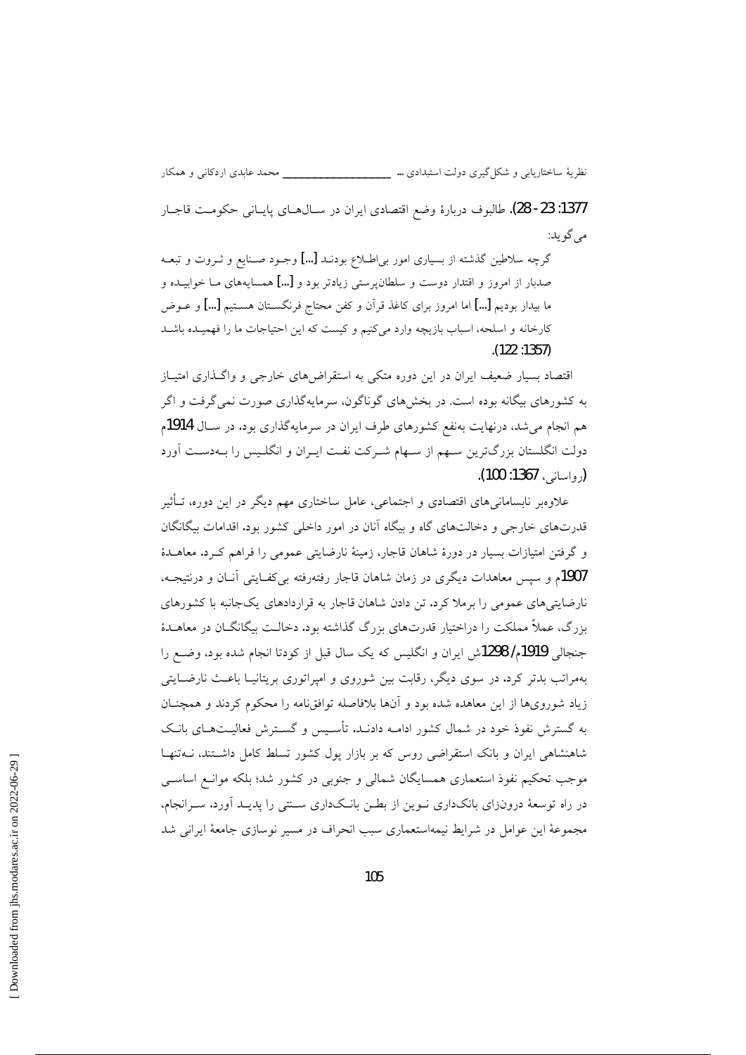1377: 23-28). طالبوف دربارهٔ وضع اقتصادی ایران در سال‌های پایانی حکومت قاجار می‌گوید:

> گرچه سلاطین گذشته از بسیاری امور بی‌اطلاع بودند [...] وجود صنایع و ثروت و تبعه صدبار از امروز و اقتدار دوست و سلطان‌پرستی زیادتر بود و [...] همسایه‌های ما خوابیده و ما بیدار بودیم [...] اما امروز برای کاغذ قرآن و کفن محتاج فرنگستان هستیم [...] و عوض کارخانه و اسلحه، اسباب بازیچه وارد می‌کنیم و کیست که این احتیاجات ما را فهمیده باشد (1357: 122).

اقتصاد بسیار ضعیف ایران در این دوره متکی به استقراض‌های خارجی و واگذاری امتیاز به کشورهای بیگانه بوده است. در بخش‌های گوناگون، سرمایه‌گذاری صورت نمی‌گرفت و اگر هم انجام می‌شد، درنهایت به‌نفع کشورهای طرف ایران در سرمایه‌گذاری بود. در سال 1914م دولت انگلستان بزرگ‌ترین سهم از سهام شرکت نفت ایران و انگلیس را به‌دست آورد (رواسانی، 1367: 100).

علاوه‌بر نابسامانی‌های اقتصادی و اجتماعی، عامل ساختاری مهم دیگر در این دوره، تأثیر قدرت‌های خارجی و دخالت‌های گاه و بیگاه آنان در امور داخلی کشور بود. اقدامات بیگانگان و گرفتن امتیازات بسیار در دورهٔ شاهان قاجار، زمینهٔ نارضایتی عمومی را فراهم کرد. معاهدهٔ 1907م و سپس معاهدات دیگری در زمان شاهان قاجار رفته‌رفته بی‌کفایتی آنان و درنتیجه، نارضایتی‌های عمومی را برملا کرد. تن دادن شاهان قاجار به قراردادهای یک‌جانبه با کشورهای بزرگ، عملاً مملکت را دراختیار قدرت‌های بزرگ گذاشته بود. دخالت بیگانگان در معاهدهٔ جنجالی 1919م/ 1298ش ایران و انگلیس که یک سال قبل از کودتا انجام شده بود، وضع را به‌مراتب بدتر کرد. در سوی دیگر، رقابت بین شوروی و امپراتوری بریتانیا باعث نارضایتی زیاد شوروی‌ها از این معاهده شده بود و آن‌ها بلافاصله توافق‌نامه را محکوم کردند و همچنان به گسترش نفوذ خود در شمال کشور ادامه دادند. تأسیس و گسترش فعالیت‌های بانک شاهنشاهی ایران و بانک استقراضی روس که بر بازار پول کشور تسلط کامل داشتند، نه‌تنها موجب تحکیم نفوذ استعماری همسایگان شمالی و جنوبی در کشور شد؛ بلکه موانع اساسی در راه توسعهٔ درون‌زای بانک‌داری نوین از بطن بانک‌داری سنتی را پدید آورد. سرانجام، مجموعهٔ این عوامل در شرایط نیمه‌استعماری سبب انحراف در مسیر نوسازی جامعهٔ ایرانی شد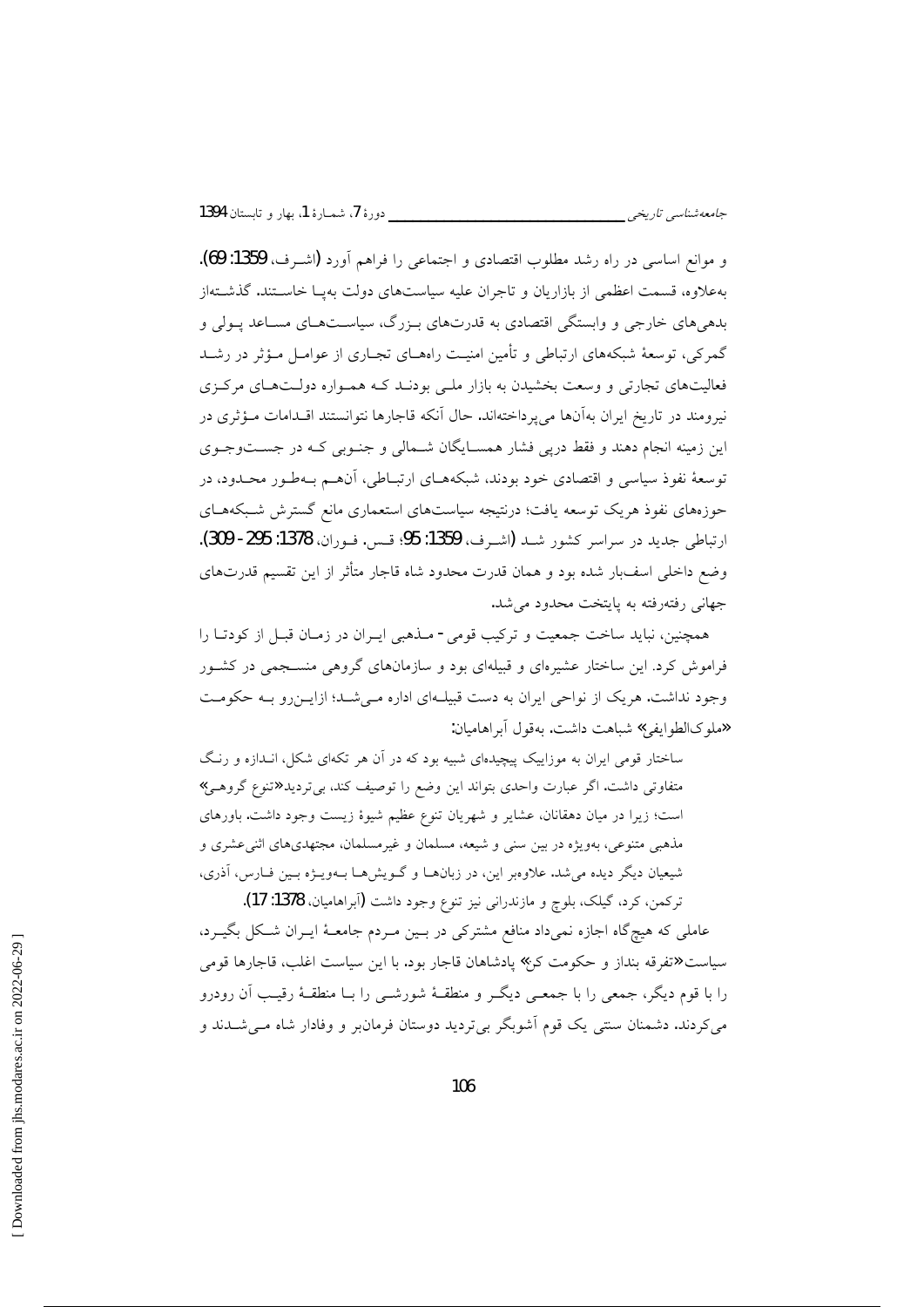و موانع اساسی در راه رشد مطلوب اقتصادی و اجتماعی را فراهم آورد (اشـرف، 1359: 69). به‌علاوه، قسمت اعظمی از بازاریان و تاجران علیه سیاست‌های دولت به‌پـا خاسـتند. گذشـته‌از بدهی‌های خارجی و وابستگی اقتصادی به قدرت‌های بـزرگ، سیاسـت‌هـای مسـاعد پـولی و گمرکی، توسعهٔ شبکه‌های ارتباطی و تأمین امنیـت راه‌هـای تجـاری از عوامـل مـؤثر در رشـد فعالیت‌های تجارتی و وسعت بخشیدن به بازار ملـی بودنـد کـه همـواره دولـت‌هـای مرکـزی نیرومند در تاریخ ایران به‌آن‌ها می‌پرداخته‌اند. حال آنکه قاجارها نتوانستند اقـدامات مـؤثری در این زمینه انجام دهند و فقط درپی فشار همسـایگان شـمالی و جنـوبی کـه در جسـت‌وجـوی توسعهٔ نفوذ سیاسی و اقتصادی خود بودند، شبکه‌هـای ارتبـاطی، آن‌هـم بـه‌طـور محـدود، در حوزه‌های نفوذ هریک توسعه یافت؛ درنتیجه سیاست‌های استعماری مانع گسترش شـبکه‌هـای ارتباطی جدید در سراسر کشور شـد (اشـرف، 1359: 95؛ قـس. فـوران، 1378: 295 - 309). وضع داخلی اسف‌بار شده بود و همان قدرت محدود شاه قاجار متأثر از این تقسیم قدرت‌های جهانی رفته‌رفته به پایتخت محدود می‌شد.

همچنین، نباید ساخت جمعیت و ترکیب قومی - مـذهبی ایـران در زمـان قبـل از کودتـا را فراموش کرد. این ساختار عشیره‌ای و قبیله‌ای بود و سازمان‌های گروهی منسـجمی در کشـور وجود نداشت. هریک از نواحی ایران به دست قبیلـه‌ای اداره مـی‌شـد؛ ازایـن‌رو بـه حکومـت «ملوک‌الطوایفی» شباهت داشت. به‌قول آبراهامیان:

> ساختار قومی ایران به موزاییک پیچیده‌ای شبیه بود که در آن هر تکه‌ای شکل، انـدازه و رنـگ متفاوتی داشت. اگر عبارت واحدی بتواند این وضع را توصیف کند، بی‌تردید «تنوع گروهـی» است؛ زیرا در میان دهقانان، عشایر و شهریان تنوع عظیم شیوهٔ زیست وجود داشت. باورهای مذهبی متنوعی، به‌ویژه در بین سنی و شیعه، مسلمان و غیرمسلمان، مجتهدی‌های اثنی‌عشری و شیعیان دیگر دیده می‌شد. علاوه‌بر این، در زبان‌هـا و گـویش‌هـا بـه‌ویـژه بـین فـارس، آذری، ترکمن، کرد، گیلک، بلوچ و مازندرانی نیز تنوع وجود داشت (آبراهامیان، 1378: 17).

عاملی که هیچ‌گاه اجازه نمی‌داد منافع مشترکی در بـین مـردم جامعـهٔ ایـران شـکل بگیـرد، سیاست «تفرقه بنداز و حکومت کن» پادشاهان قاجار بود. با این سیاست اغلب، قاجارها قومی را با قوم دیگر، جمعی را با جمعـی دیگـر و منطقـهٔ شورشـی را بـا منطقـهٔ رقیـب آن رودررو می‌کردند. دشمنان سنتی یک قوم آشوبگر بی‌تردید دوستان فرمانبر و وفادار شاه مـی‌شـدند و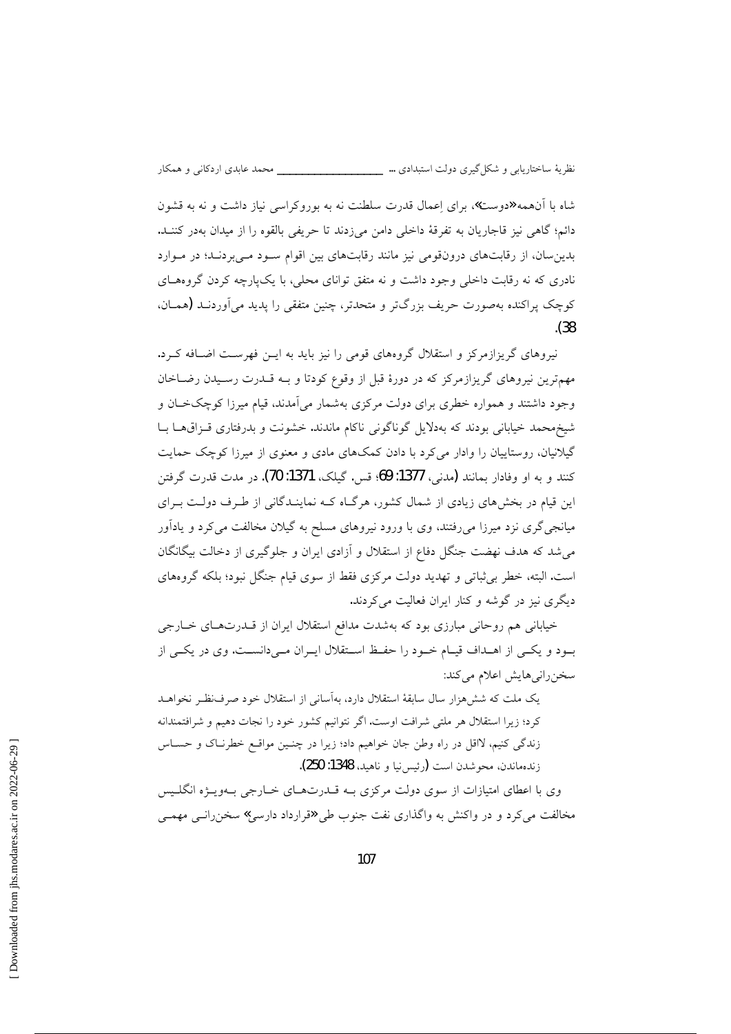شاه با آن‌همه «دوست»، برای اِعمال قدرت سلطنت نه به بوروکراسی نیاز داشت و نه به قشون دائم؛ گاهی نیز قاجاریان به تفرقهٔ داخلی دامن می‌زدند تا حریفی بالقوه را از میدان به‌در کنند. بدین‌سان، از رقابت‌های درون‌قومی نیز مانند رقابت‌های بین اقوام سود می‌بردند؛ در موارد نادری که نه رقابت داخلی وجود داشت و نه متفق توانای محلی، با یک‌پارچه کردن گروه‌های کوچک پراکنده به‌صورت حریف بزرگ‌تر و متحدتر، چنین متفقی را پدید می‌آوردند (همان، 38).

نیروهای گریزازمرکز و استقلال گروه‌های قومی را نیز باید به این فهرست اضافه کرد. مهم‌ترین نیروهای گریزازمرکز که در دورهٔ قبل از وقوع کودتا و به قدرت رسیدن رضاخان وجود داشتند و همواره خطری برای دولت مرکزی به‌شمار می‌آمدند، قیام میرزا کوچک‌خان و شیخ‌محمد خیابانی بودند که به‌دلایل گوناگونی ناکام ماندند. خشونت و بدرفتاری قزاق‌ها با گیلانیان، روستاییان را وادار می‌کرد با دادن کمک‌های مادی و معنوی از میرزا کوچک حمایت کنند و به او وفادار بمانند (مدنی، 1377: 69؛ قس. گیلک، 1371: 70). در مدت قدرت گرفتن این قیام در بخش‌های زیادی از شمال کشور، هرگاه که نمایندگانی از طرف دولت برای میانجی‌گری نزد میرزا می‌رفتند، وی با ورود نیروهای مسلح به گیلان مخالفت می‌کرد و یادآور می‌شد که هدف نهضت جنگل دفاع از استقلال و آزادی ایران و جلوگیری از دخالت بیگانگان است. البته، خطر بی‌ثباتی و تهدید دولت مرکزی فقط از سوی قیام جنگل نبود؛ بلکه گروه‌های دیگری نیز در گوشه و کنار ایران فعالیت می‌کردند.

خیابانی هم روحانی مبارزی بود که به‌شدت مدافع استقلال ایران از قدرت‌های خارجی بود و یکی از اهداف قیام خود را حفظ استقلال ایران می‌دانست. وی در یکی از سخنرانی‌هایش اعلام می‌کند:

> یک ملت که شش‌هزار سال سابقهٔ استقلال دارد، به‌آسانی از استقلال خود صرف‌نظر نخواهد کرد؛ زیرا استقلال هر ملتی شرافت اوست. اگر نتوانیم کشور خود را نجات دهیم و شرافتمندانه زندگی کنیم، لااقل در راه وطن جان خواهیم داد؛ زیرا در چنین مواقع خطرناک و حساس زنده‌ماندن، محوشدن است (رئیس‌نیا و ناهید، 1348: 250).

وی با اعطای امتیازات از سوی دولت مرکزی به قدرت‌های خارجی به‌ویژه انگلیس مخالفت می‌کرد و در واکنش به واگذاری نفت جنوب طی «قرارداد دارسی» سخنرانی مهمی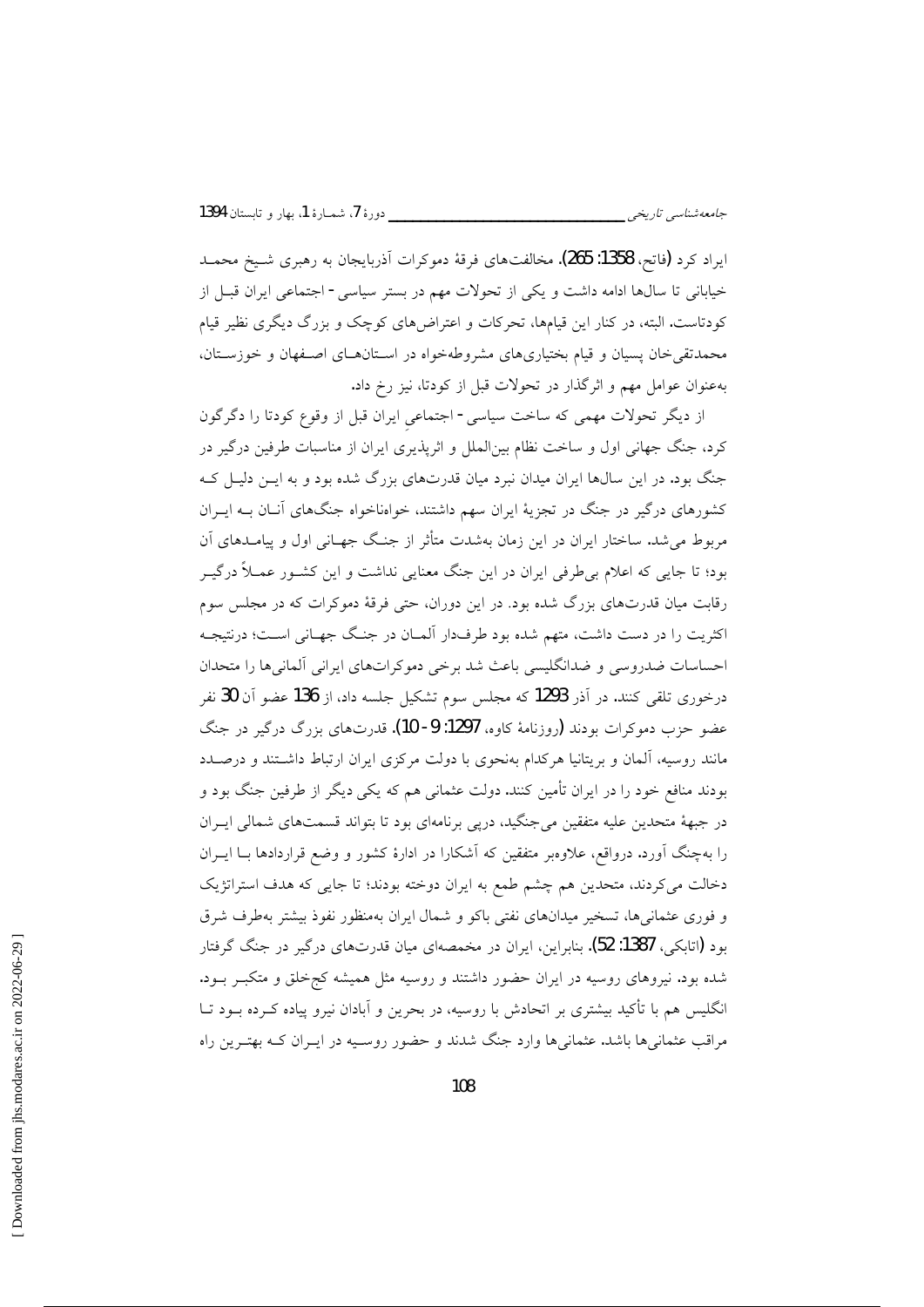ایراد کرد (فاتح، 1358: 265). مخالفت‌های فرقهٔ دموکرات آذربایجان به رهبری شیخ محمد خیابانی تا سال‌ها ادامه داشت و یکی از تحولات مهم در بستر سیاسی- اجتماعی ایران قبل از کودتاست. البته، در کنار این قیام‌ها، تحرکات و اعتراض‌های کوچک و بزرگ دیگری نظیر قیام محمدتقی‌خان پسیان و قیام بختیاری‌های مشروطه‌خواه در استان‌های اصفهان و خوزستان، به‌عنوان عوامل مهم و اثرگذار در تحولات قبل از کودتا، نیز رخ داد.

از دیگر تحولات مهمی که ساخت سیاسی- اجتماعیِ ایران قبل از وقوع کودتا را دگرگون کرد، جنگ جهانی اول و ساخت نظام بین‌الملل و اثرپذیری ایران از مناسبات طرفین درگیر در جنگ بود. در این سال‌ها ایران میدان نبرد میان قدرت‌های بزرگ شده بود و به این دلیل که کشورهای درگیر در جنگ در تجزیهٔ ایران سهم داشتند، خواه‌ناخواه جنگ‌های آنان به ایران مربوط می‌شد. ساختار ایران در این زمان به‌شدت متأثر از جنگ جهانی اول و پیامدهای آن بود؛ تا جایی که اعلام بی‌طرفی ایران در این جنگ معنایی نداشت و این کشور عملاً درگیر رقابت میان قدرت‌های بزرگ شده بود. در این دوران، حتی فرقهٔ دموکرات که در مجلس سوم اکثریت را در دست داشت، متهم شده بود طرف‌دار آلمان در جنگ جهانی است؛ درنتیجه احساسات ضدروسی و ضدانگلیسی باعث شد برخی دموکرات‌های ایرانی آلمانی‌ها را متحدان درخوری تلقی کنند. در آذر 1293 که مجلس سوم تشکیل جلسه داد، از 136 عضو آن 30 نفر عضو حزب دموکرات بودند (روزنامهٔ کاوه، 1297: 9-10). قدرت‌های بزرگ درگیر در جنگ مانند روسیه، آلمان و بریتانیا هرکدام به‌نحوی با دولت مرکزی ایران ارتباط داشتند و درصدد بودند منافع خود را در ایران تأمین کنند. دولت عثمانی هم که یکی دیگر از طرفین جنگ بود و در جبههٔ متحدین علیه متفقین می‌جنگید، درپی برنامه‌ای بود تا بتواند قسمت‌های شمالی ایران را به‌چنگ آورد. درواقع، علاوه‌بر متفقین که آشکارا در ادارهٔ کشور و وضع قراردادها با ایران دخالت می‌کردند، متحدین هم چشم طمع به ایران دوخته بودند؛ تا جایی که هدف استراتژیک و فوری عثمانی‌ها، تسخیر میدان‌های نفتی باکو و شمال ایران به‌منظور نفوذ بیشتر به‌طرف شرق بود (اتابکی، 1387: 52). بنابراین، ایران در مخمصه‌ای میان قدرت‌های درگیر در جنگ گرفتار شده بود. نیروهای روسیه در ایران حضور داشتند و روسیه مثل همیشه کج‌خلق و متکبر بود. انگلیس هم با تأکید بیشتری بر اتحادش با روسیه، در بحرین و آبادان نیرو پیاده کرده بود تا مراقب عثمانی‌ها باشد. عثمانی‌ها وارد جنگ شدند و حضور روسیه در ایران که بهترین راه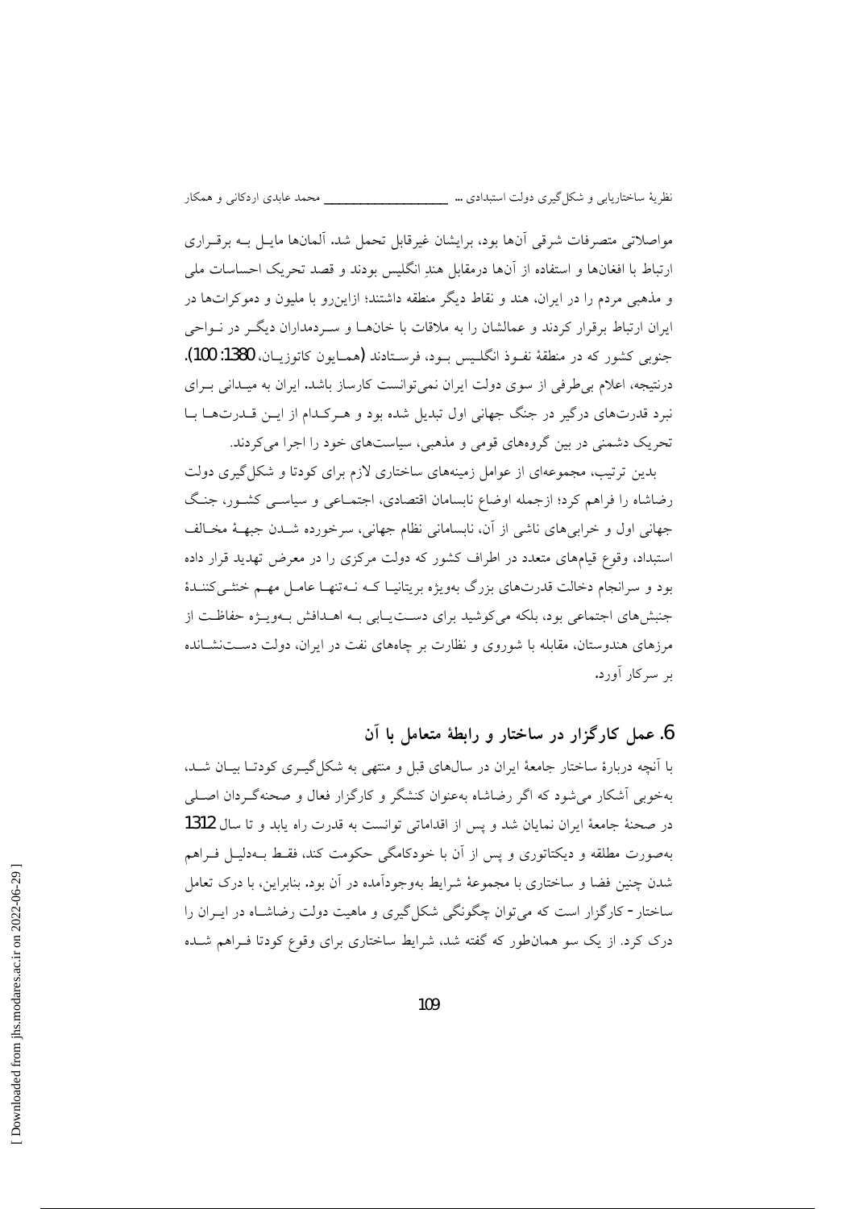مواصلاتی متصرفات شرقی آن‌ها بود، برایشان غیرقابل تحمل شد. آلمان‌ها مایـل بـه برقـراری ارتباط با افغان‌ها و استفاده از آن‌ها درمقابل هندِ انگلیس بودند و قصد تحریک احساسات ملی و مذهبی مردم را در ایران، هند و نقاط دیگر منطقه داشتند؛ ازاین‌رو با ملیون و دموکرات‌ها در ایران ارتباط برقرار کردند و عمالشان را به ملاقات با خان‌هـا و سـردمداران دیگـر در نـواحی جنوبی کشور که در منطقهٔ نفـوذ انگلـیس بـود، فرسـتادند (همـایون کاتوزیـان، 1380: 100). درنتیجه، اعلام بی‌طرفی از سوی دولت ایران نمی‌توانست کارساز باشد. ایران به میـدانی بـرای نبرد قدرت‌های درگیر در جنگ جهانی اول تبدیل شده بود و هـرکـدام از ایـن قـدرت‌هـا بـا تحریک دشمنی در بین گروه‌های قومی و مذهبی، سیاست‌های خود را اجرا می‌کردند.

بدین ترتیب، مجموعه‌ای از عوامل زمینه‌های ساختاری لازم برای کودتا و شکل‌گیری دولت رضاشاه را فراهم کرد؛ ازجمله اوضاع نابسامان اقتصادی، اجتمـاعی و سیاسـی کشـور، جنـگ جهانی اول و خرابی‌های ناشی از آن، نابسامانی نظام جهانی، سرخورده شـدن جبهـهٔ مخـالف استبداد، وقوع قیام‌های متعدد در اطراف کشور که دولت مرکزی را در معرض تهدید قرار داده بود و سرانجام دخالت قدرت‌های بزرگ به‌ویژه بریتانیـا کـه نـه‌تنهـا عامـل مهـم خنثـی‌کننـدهٔ جنبش‌های اجتماعی بود، بلکه می‌کوشید برای دسـت‌یـابی بـه اهـدافش بـه‌ویـژه حفاظـت از مرزهای هندوستان، مقابله با شوروی و نظارت بر چاه‌های نفت در ایران، دولت دسـت‌نشـانده بر سرکار آورد.

## 6. عمل کارگزار در ساختار و رابطهٔ متعامل با آن

با آنچه دربارهٔ ساختار جامعهٔ ایران در سال‌های قبل و منتهی به شکل‌گیـری کودتـا بیـان شـد، به‌خوبی آشکار می‌شود که اگر رضاشاه به‌عنوان کنشگر و کارگزار فعال و صحنه‌گـردان اصـلی در صحنهٔ جامعهٔ ایران نمایان شد و پس از اقداماتی توانست به قدرت راه یابد و تا سال 1312 به‌صورت مطلقه و دیکتاتوری و پس از آن با خودکامگی حکومت کند، فقـط بـه‌دلیـل فـراهم شدن چنین فضا و ساختاری با مجموعهٔ شرایط به‌وجودآمده در آن بود. بنابراین، با درک تعامل ساختار- کارگزار است که می‌توان چگونگی شکل‌گیری و ماهیت دولت رضاشـاه در ایـران را درک کرد. از یک سو همان‌طور که گفته شد، شرایط ساختاری برای وقوع کودتا فـراهم شـده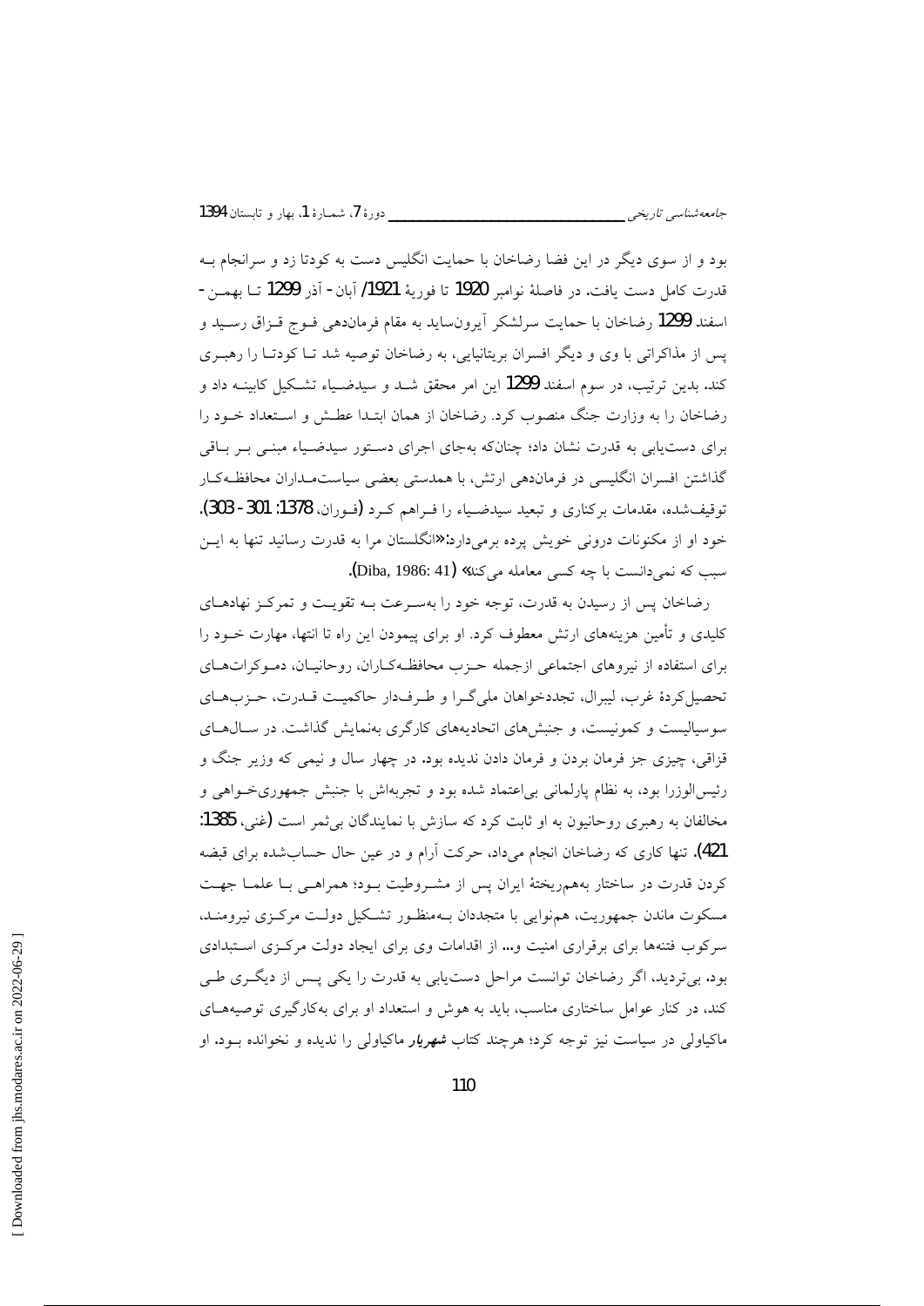بود و از سوی دیگر در این فضا رضاخان با حمایت انگلیس دست به کودتا زد و سرانجام به قدرت کامل دست یافت. در فاصلهٔ نوامبر 1920 تا فوریهٔ 1921/ آبان- آذر 1299 تا بهمن- اسفند 1299 رضاخان با حمایت سرلشکر آیرون‌ساید به مقام فرماندهی فوج قزاق رسید و پس از مذاکراتی با وی و دیگر افسران بریتانیایی، به رضاخان توصیه شد تا کودتا را رهبری کند. بدین ترتیب، در سوم اسفند 1299 این امر محقق شد و سیدضیاء تشکیل کابینه داد و رضاخان را به وزارت جنگ منصوب کرد. رضاخان از همان ابتدا عطش و استعداد خود را برای دست‌یابی به قدرت نشان داد؛ چنان‌که به‌جای اجرای دستور سیدضیاء مبنی بر باقی گذاشتن افسران انگلیسی در فرماندهی ارتش، با همدستی بعضی سیاست‌مداران محافظه‌کار توقیف‌شده، مقدمات برکناری و تبعید سیدضیاء را فراهم کرد (فوران، 1378: 301- 303). خود او از مکنونات درونی خویش پرده برمی‌دارد: «انگلستان مرا به قدرت رسانید تنها به این سبب که نمی‌دانست با چه کسی معامله می‌کند» (Diba, 1986: 41).

رضاخان پس از رسیدن به قدرت، توجه خود را به‌سرعت به تقویت و تمرکز نهادهای کلیدی و تأمین هزینه‌های ارتش معطوف کرد. او برای پیمودن این راه تا انتها، مهارت خود را برای استفاده از نیروهای اجتماعی ازجمله حزب محافظه‌کاران، روحانیان، دموکرات‌های تحصیل‌کردهٔ غرب، لیبرال، تجددخواهان ملی‌گرا و طرف‌دار حاکمیت قدرت، حزب‌های سوسیالیست و کمونیست، و جنبش‌های اتحادیه‌های کارگری به‌نمایش گذاشت. در سال‌های قزاقی، چیزی جز فرمان بردن و فرمان دادن ندیده بود. در چهار سال و نیمی که وزیر جنگ و رئیس‌الوزرا بود، به نظام پارلمانی بی‌اعتماد شده بود و تجربه‌اش با جنبش جمهوری‌خواهی و مخالفان به رهبری روحانیون به او ثابت کرد که سازش با نمایندگان بی‌ثمر است (غنی، 1385: 421). تنها کاری که رضاخان انجام می‌داد، حرکت آرام و در عین حال حساب‌شده برای قبضه کردن قدرت در ساختار به‌هم‌ریختهٔ ایران پس از مشروطیت بود؛ همراهی با علما جهت مسکوت ماندن جمهوریت، هم‌نوایی با متجددان به‌منظور تشکیل دولت مرکزی نیرومند، سرکوب فتنه‌ها برای برقراری امنیت و... از اقدامات وی برای ایجاد دولت مرکزی استبدادی بود. بی‌تردید، اگر رضاخان توانست مراحل دست‌یابی به قدرت را یکی پس از دیگری طی کند، در کنار عوامل ساختاری مناسب، باید به هوش و استعداد او برای به‌کارگیری توصیه‌های ماکیاولی در سیاست نیز توجه کرد؛ هرچند کتاب ***شهریار*** ماکیاولی را ندیده و نخوانده بود. او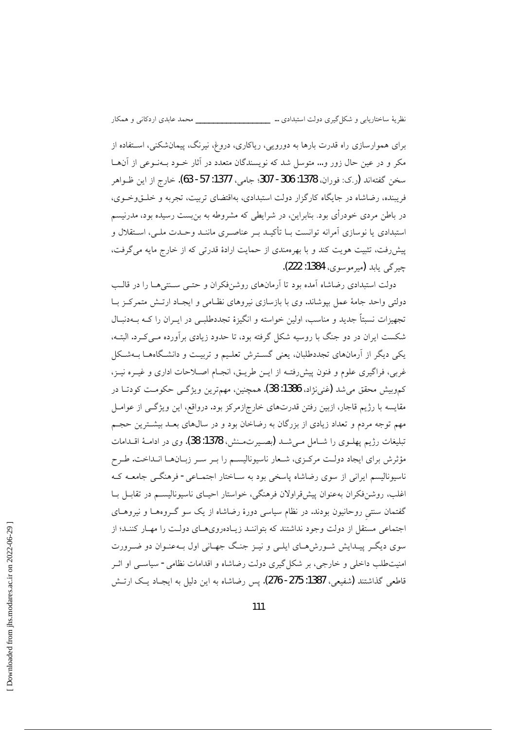برای هموارسازی راه قدرت بارها به دورویی، ریاکاری، دروغ، نیرنگ، پیمان‌شکنی، استفاده از مکر و در عین حال زور و... متوسل شد که نویسندگان متعدد در آثار خود به‌نوعی از آن‌ها سخن گفته‌اند (ر.ک: فوران، 1378: 306 - 307؛ جامی، 1377: 57 - 63). خارج از این ظواهر فریبنده، رضاشاه در جایگاه کارگزار دولت استبدادی، به‌اقتضای تربیت، تجربه و خلق‌وخوی، در باطن مردی خودرأی بود. بنابراین، در شرایطی که مشروطه به بن‌بست رسیده بود، مدرنیسم استبدادی یا نوسازی آمرانه توانست بـا تأکیـد بـر عناصـری ماننـد وحـدت ملـی، اسـتقلال و پیش‌رفت، تثبیت هویت کند و با بهره‌مندی از حمایت ارادهٔ قدرتی که از خارج مایه می‌گرفت، چیرگی یابد (میرموسوی، 1384: 222).

دولت استبدادی رضاشاه آمده بود تا آرمان‌های روشن‌فکران و حتـی سـنتی‌هـا را در قالـب دولتی واحد جامهٔ عمل بپوشاند. وی با بازسازی نیروهای نظـامی و ایجـاد ارتـش متمرکـز بـا تجهیزات نسبتاً جدید و مناسب، اولین خواسته و انگیزهٔ تجددطلبـی در ایـران را کـه بـه‌دنبـال شکست ایران در دو جنگ با روسیه شکل گرفته بود، تا حدود زیادی برآورده مـی‌کـرد. البتـه، یکی دیگر از آرمان‌های تجددطلبان، یعنی گسـترش تعلـیم و تربیـت و دانشـگاه‌هـا بـه‌شـکل غربی، فراگیری علوم و فنون پیش‌رفتـه از ایـن طریـق، انجـام اصـلاحات اداری و غیـره نیـز، کم‌وبیش محقق می‌شد (غنی‌نژاد، 1386: 38). همچنین، مهم‌ترین ویژگـی حکومـت کودتـا در مقایسه با رژیم قاجار، ازبین رفتن قدرت‌های خارج‌ازمرکز بود. درواقع، این ویژگـی از عوامـل مهم توجه مردم و تعداد زیادی از بزرگان به رضاخان بود و در سال‌های بعـد بیشـترین حجـم تبلیغات رژیم پهلـوی را شـامل مـی‌شـد (بصیرت‌مـنش، 1378: 38). وی در ادامـهٔ اقـدامات مؤثرش برای ایجاد دولـت مرکـزی، شـعار ناسیونالیسـم را بـر سـر زبـان‌هـا انـداخت. طـرح ناسیونالیسم ایرانی از سوی رضاشاه پاسخی بود به سـاختار اجتمـاعی - فرهنگـی جامعـه کـه اغلب، روشن‌فکران به‌عنوان پیش‌قراولان فرهنگی، خواستار احیـای ناسیونالیسـم در تقابـل بـا گفتمان سنتیِ روحانیون بودند. در نظام سیاسی دورهٔ رضاشاه از یک سو گـروه‌هـا و نیروهـای اجتماعی مستقل از دولت وجود نداشتند که بتواننـد زیـاده‌روی‌هـای دولـت را مهـار کننـد؛ از سوی دیگـر پیـدایش شـورش‌هـای ایلـی و نیـز جنـگ جهـانی اول بـه‌عنـوان دو ضـرورت امنیت‌طلب داخلی و خارجی، بر شکل‌گیری دولت رضاشاه و اقدامات نظامی - سیاسـی او اثـر قاطعی گذاشتند (شفیعی، 1387: 275 - 276). پس رضاشاه به این دلیل به ایجـاد یـک ارتـش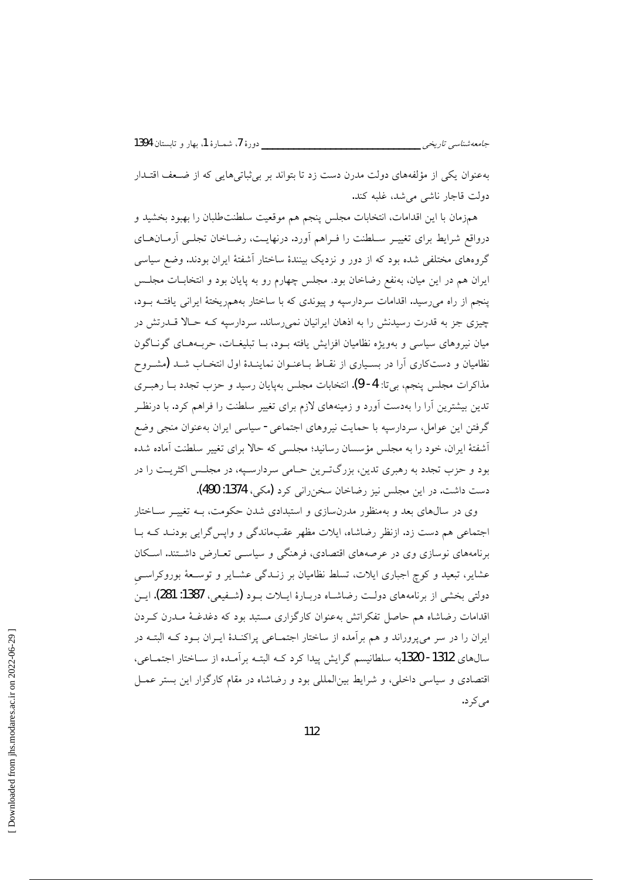به‌عنوان یکی از مؤلفه‌های دولت مدرن دست زد تا بتواند بر بی‌ثباتی‌هایی که از ضعف اقتدار دولت قاجار ناشی می‌شد، غلبه کند.

هم‌زمان با این اقدامات، انتخابات مجلس پنجم هم موقعیت سلطنت‌طلبان را بهبود بخشید و درواقع شرایط برای تغییر سلطنت را فراهم آورد. درنهایت، رضاخان تجلی آرمان‌های گروه‌های مختلفی شده بود که از دور و نزدیک بینندهٔ ساختار آشفتهٔ ایران بودند. وضع سیاسی ایران هم در این میان، به‌نفع رضاخان بود. مجلس چهارم رو به پایان بود و انتخابات مجلس پنجم از راه می‌رسید. اقدامات سردارسپه و پیوندی که با ساختار به‌هم‌ریختهٔ ایرانی یافته بود، چیزی جز به قدرت رسیدنش را به اذهان ایرانیان نمی‌رساند. سردارسپه که حالا قدرتش در میان نیروهای سیاسی و به‌ویژه نظامیان افزایش یافته بود، با تبلیغات، حربه‌های گوناگون نظامیان و دست‌کاری آرا در بسیاری از نقاط باعنوان نمایندهٔ اول انتخاب شد (مشروح مذاکرات مجلس پنجم، بی‌تا: 4-9). انتخابات مجلس به‌پایان رسید و حزب تجدد با رهبری تدین بیشترین آرا را به‌دست آورد و زمینه‌های لازم برای تغییر سلطنت را فراهم کرد. با درنظر گرفتن این عوامل، سردارسپه با حمایت نیروهای اجتماعی-سیاسی ایران به‌عنوان منجی وضع آشفتهٔ ایران، خود را به مجلس مؤسسان رسانید؛ مجلسی که حالا برای تغییر سلطنت آماده شده بود و حزب تجدد به رهبری تدین، بزرگ‌ترین حامی سردارسپه، در مجلس اکثریت را در دست داشت. در این مجلس نیز رضاخان سخن‌رانی کرد (مکی، 1374: 490).

وی در سال‌های بعد و به‌منظور مدرن‌سازی و استبدادی شدن حکومت، به تغییر ساختار اجتماعی هم دست زد. ازنظر رضاشاه، ایلات مظهر عقب‌ماندگی و واپس‌گرایی بودند که با برنامه‌های نوسازی وی در عرصه‌های اقتصادی، فرهنگی و سیاسی تعارض داشتند. اسکان عشایر، تبعید و کوچ اجباری ایلات، تسلط نظامیان بر زندگی عشایر و توسعهٔ بوروکراسیِ دولتی بخشی از برنامه‌های دولت رضاشاه دربارهٔ ایلات بود (شفیعی، 1387: 281). این اقدامات رضاشاه هم حاصل تفکراتش به‌عنوان کارگزاری مستبد بود که دغدغهٔ مدرن کردن ایران را در سر می‌پروراند و هم برآمده از ساختار اجتماعی پراکندهٔ ایران بود که البته در سال‌های 1312-1320 به سلطانیسم گرایش پیدا کرد که البته برآمده از ساختار اجتماعی، اقتصادی و سیاسی داخلی، و شرایط بین‌المللی بود و رضاشاه در مقام کارگزار این بستر عمل می‌کرد.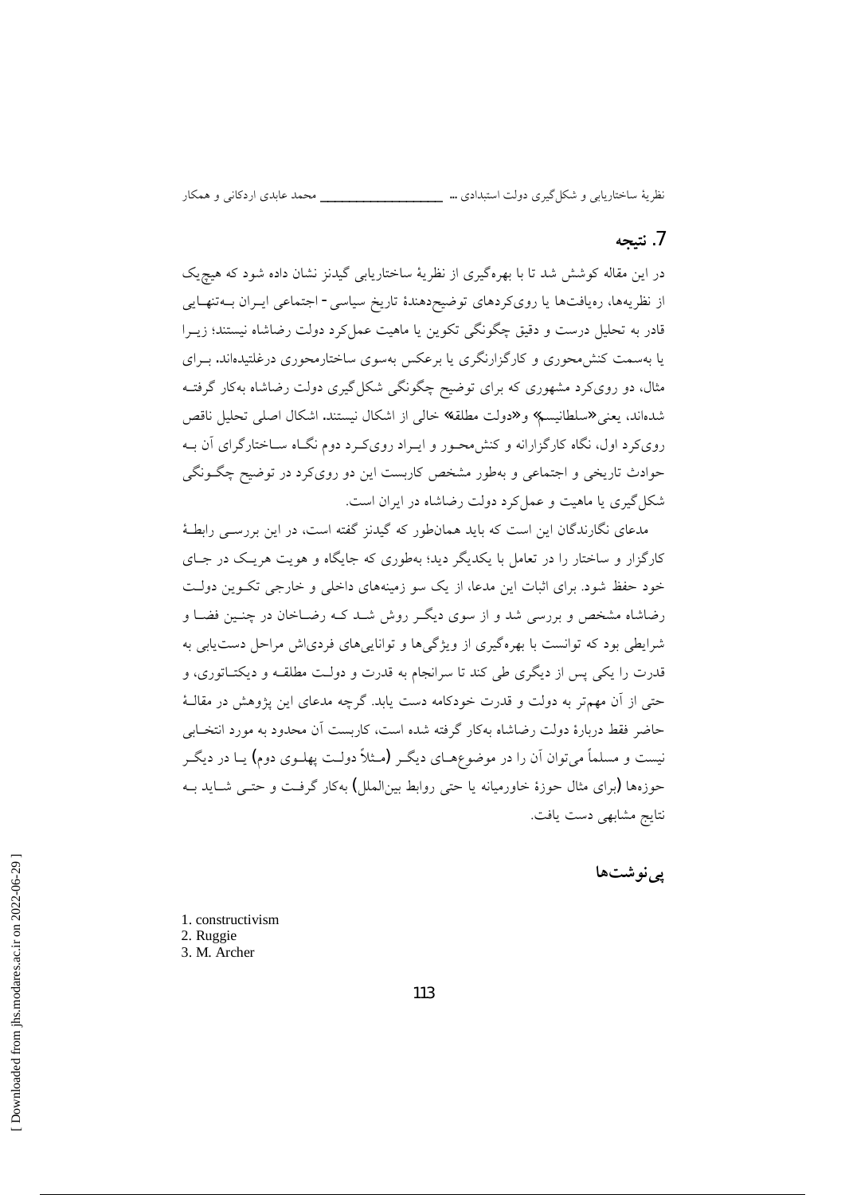## 7. نتیجه

در این مقاله کوشش شد تا با بهره‌گیری از نظریهٔ ساختاریابی گیدنز نشان داده شود که هیچ‌یک از نظریه‌ها، رهیافت‌ها یا روی‌کردهای توضیح‌دهندهٔ تاریخ سیاسی - اجتماعی ایران به‌تنهایی قادر به تحلیل درست و دقیق چگونگی تکوین یا ماهیت عمل‌کرد دولت رضاشاه نیستند؛ زیرا یا به‌سمت کنش‌محوری و کارگزارنگری یا برعکس به‌سوی ساختارمحوری درغلتیده‌اند. برای مثال، دو روی‌کرد مشهوری که برای توضیح چگونگی شکل‌گیری دولت رضاشاه به‌کار گرفته شده‌اند، یعنی «سلطانیسم» و «دولت مطلقه» خالی از اشکال نیستند. اشکال اصلی تحلیل ناقص روی‌کرد اول، نگاه کارگزارانه و کنش‌محور و ایراد روی‌کرد دوم نگاه ساختارگرای آن به حوادث تاریخی و اجتماعی و به‌طور مشخص کاربست این دو روی‌کرد در توضیح چگونگی شکل‌گیری یا ماهیت و عمل‌کرد دولت رضاشاه در ایران است.

مدعای نگارندگان این است که باید همان‌طور که گیدنز گفته است، در این بررسی رابطهٔ کارگزار و ساختار را در تعامل با یکدیگر دید؛ به‌طوری که جایگاه و هویت هریک در جای خود حفظ شود. برای اثبات این مدعا، از یک سو زمینه‌های داخلی و خارجی تکوین دولت رضاشاه مشخص و بررسی شد و از سوی دیگر روشن شد که رضاخان در چنین فضا و شرایطی بود که توانست با بهره‌گیری از ویژگی‌ها و توانایی‌های فردی‌اش مراحل دست‌یابی به قدرت را یکی پس از دیگری طی کند تا سرانجام به قدرت و دولت مطلقه و دیکتاتوری، و حتی از آن مهم‌تر به دولت و قدرت خودکامه دست یابد. گرچه مدعای این پژوهش در مقالهٔ حاضر فقط دربارهٔ دولت رضاشاه به‌کار گرفته شده است، کاربست آن محدود به مورد انتخابی نیست و مسلماً می‌توان آن را در موضوع‌های دیگر (مثلاً دولت پهلوی دوم) یا در دیگر حوزه‌ها (برای مثال حوزهٔ خاورمیانه یا حتی روابط بین‌الملل) به‌کار گرفت و حتی شاید به نتایج مشابهی دست یافت.

## پی‌نوشت‌ها

1. constructivism
2. Ruggie
3. M. Archer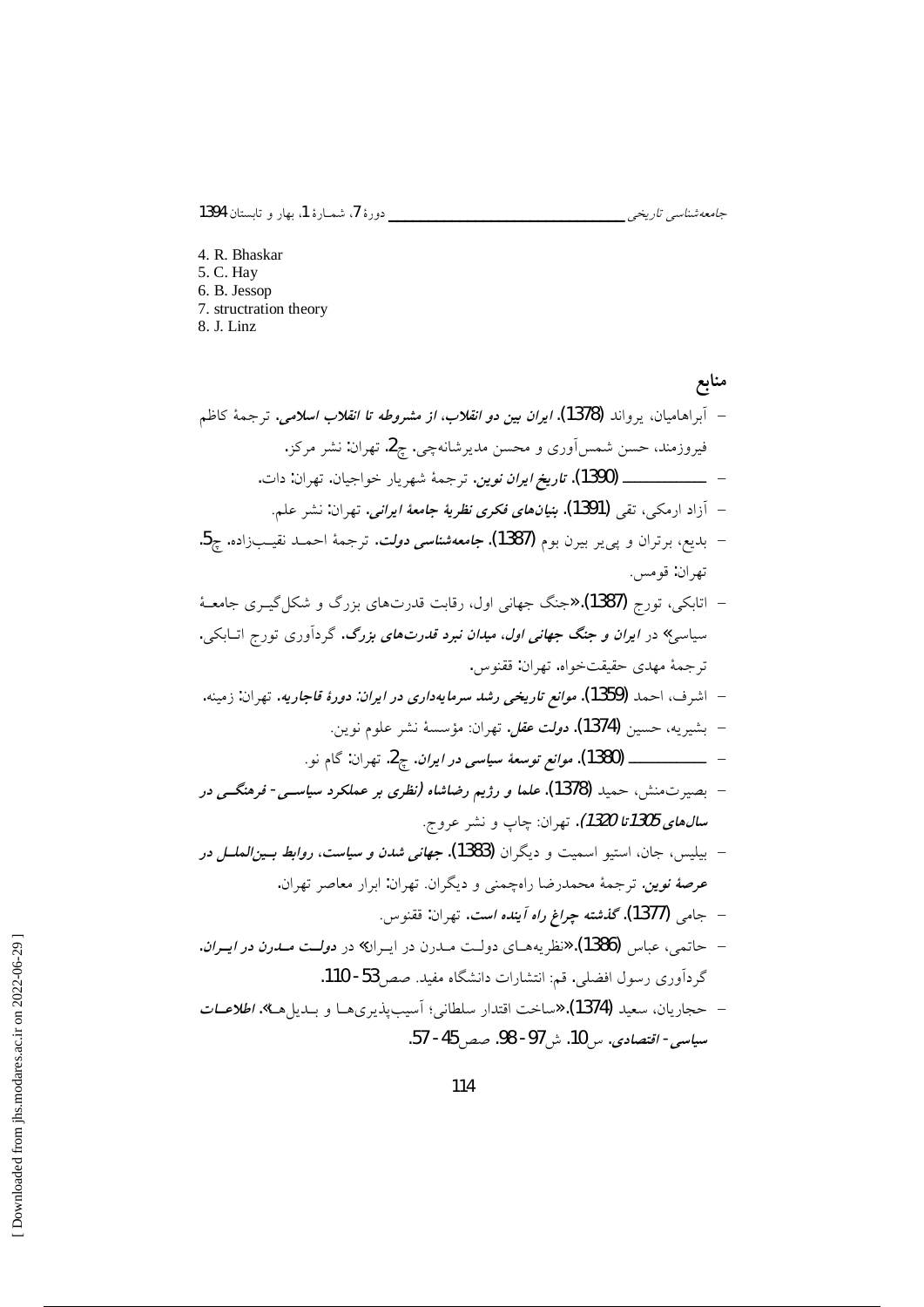4. R. Bhaskar
5. C. Hay
6. B. Jessop
7. structration theory
8. J. Linz

## منابع

- آبراهامیان، یرواند (1378). ***ایران بین دو انقلاب، از مشروطه تا انقلاب اسلامی***. ترجمهٔ کاظم فیروزمند، حسن شمس‌آوری و محسن مدیرشانه‌چی. چ2. تهران: نشر مرکز.
- ـــــــــــ (1390). ***تاریخ ایران نوین***. ترجمهٔ شهریار خواجیان. تهران: دات.
- آزاد ارمکی، تقی (1391). ***بنیان‌های فکری نظریهٔ جامعهٔ ایرانی***. تهران: نشر علم.
- بدیع، برتران و پی‌یر بیرن بوم (1387). ***جامعه‌شناسی دولت***. ترجمهٔ احمد نقیب‌زاده. چ5. تهران: قومس.
- اتابکی، تورج (1387). «جنگ جهانی اول، رقابت قدرت‌های بزرگ و شکل‌گیری جامعهٔ سیاسی» در ***ایران و جنگ جهانی اول، میدان نبرد قدرت‌های بزرگ***. گردآوری تورج اتابکی. ترجمهٔ مهدی حقیقت‌خواه. تهران: ققنوس.
- اشرف، احمد (1359). ***موانع تاریخی رشد سرمایه‌داری در ایران: دورهٔ قاجاریه***. تهران: زمینه.
- بشیریه، حسین (1374). ***دولت عقل***. تهران: مؤسسهٔ نشر علوم نوین.
- ـــــــــــ (1380). ***موانع توسعهٔ سیاسی در ایران***. چ2. تهران: گام نو.
- بصیرت‌منش، حمید (1378). ***علما و رژیم رضاشاه (نظری بر عملکرد سیاسی- فرهنگی در سال‌های 1305 تا 1320)***. تهران: چاپ و نشر عروج.
- بیلیس، جان، استیو اسمیت و دیگران (1383). ***جهانی شدن و سیاست، روابط بین‌الملل در عرصهٔ نوین***. ترجمهٔ محمدرضا راهچمنی و دیگران. تهران: ابرار معاصر تهران.
- جامی (1377). ***گذشته چراغ راه آینده است***. تهران: ققنوس.
- حاتمی، عباس (1386). «نظریه‌های دولت مدرن در ایران» در ***دولت مدرن در ایران***. گردآوری رسول افضلی. قم: انتشارات دانشگاه مفید. صص 53-110.
- حجاریان، سعید (1374). «ساخت اقتدار سلطانی؛ آسیب‌پذیری‌ها و بدیل‌ها». ***اطلاعات سیاسی- اقتصادی***. س10. ش97-98. صص 45-57.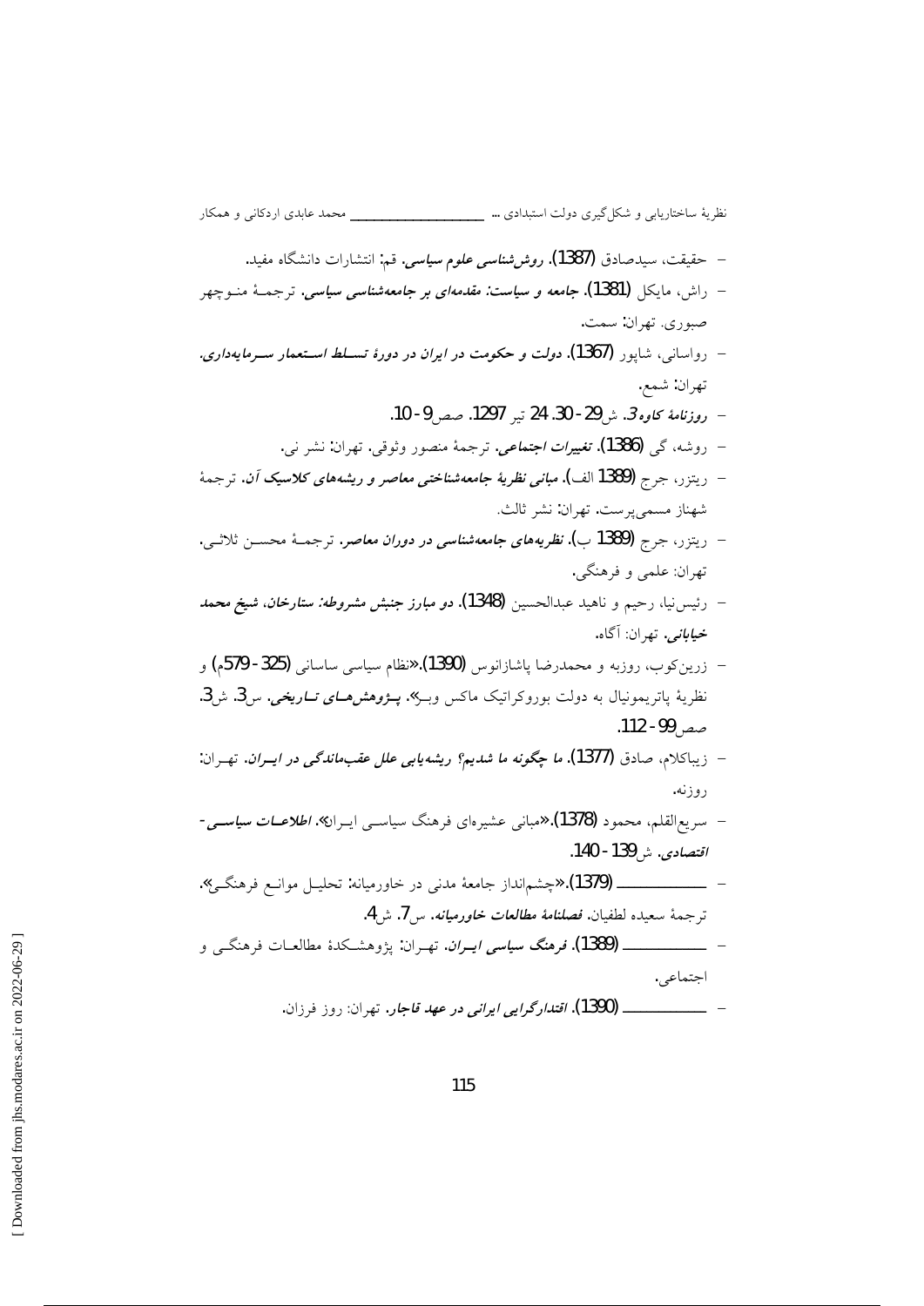- حقیقت، سیدصادق (1387). ***روش‌شناسی علوم سیاسی***. قم: انتشارات دانشگاه مفید.
- راش، مایکل (1381). ***جامعه و سیاست: مقدمه‌ای بر جامعه‌شناسی سیاسی***. ترجمهٔ منوچهر صبوری. تهران: سمت.
- رواسانی، شاپور (1367). ***دولت و حکومت در ایران در دورهٔ تسلط استعمار سرمایه‌داری***. تهران: شمع.
- ***روزنامهٔ کاوه 3***. ش29-30. 24 تیر 1297. صص9-10.
- روشه، گی (1386). ***تغییرات اجتماعی***. ترجمهٔ منصور وثوقی. تهران: نشر نی.
- ریتزر، جرج (1389 الف). ***مبانی نظریهٔ جامعه‌شناختی معاصر و ریشه‌های کلاسیک آن***. ترجمهٔ شهناز مسمی‌پرست. تهران: نشر ثالث.
- ریتزر، جرج (1389 ب). ***نظریه‌های جامعه‌شناسی در دوران معاصر***. ترجمهٔ محسن ثلاثی. تهران: علمی و فرهنگی.
- رئیس‌نیا، رحیم و ناهید عبدالحسین (1348). ***دو مبارز جنبش مشروطه: ستارخان، شیخ محمد خیابانی***. تهران: آگاه.
- زرین‌کوب، روزبه و محمدرضا پاشازانوس (1390).«نظام سیاسی ساسانی (325-579م) و نظریهٔ پاتریمونیال به دولت بوروکراتیک ماکس وبر». ***پژوهش‌های تاریخی***. س3. ش3. صص99-112.
- زیباکلام، صادق (1377). ***ما چگونه ما شدیم؟ ریشه‌یابی علل عقب‌ماندگی در ایران***. تهران: روزنه.
- سریع‌القلم، محمود (1378).«مبانی عشیره‌ای فرهنگ سیاسی ایران». ***اطلاعات سیاسی-اقتصادی***. ش139-140.
- ـــــــــــ (1379).«چشم‌انداز جامعهٔ مدنی در خاورمیانه: تحلیل موانع فرهنگی». ترجمهٔ سعیده لطفیان. ***فصلنامهٔ مطالعات خاورمیانه***. س7. ش4.
- ـــــــــــ (1389). ***فرهنگ سیاسی ایران***. تهران: پژوهشکدهٔ مطالعات فرهنگی و اجتماعی.
- ـــــــــــ (1390). ***اقتدارگرایی ایرانی در عهد قاجار***. تهران: روز فرزان.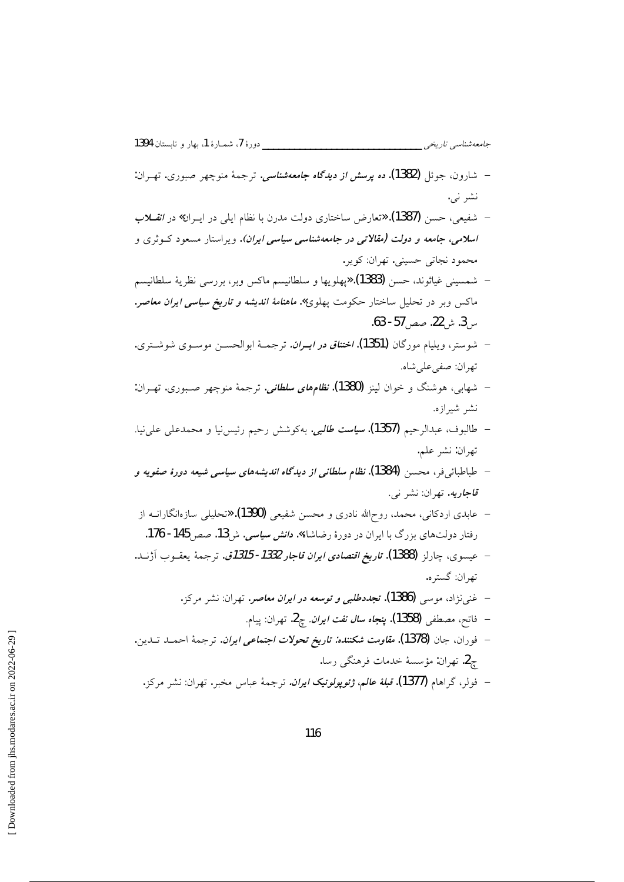- شارون، جوئل (1382). ***ده پرسش از دیدگاه جامعه‌شناسی***. ترجمهٔ منوچهر صبوری. تهران: نشر نی.
- شفیعی، حسن (1387).«تعارض ساختاری دولت مدرن با نظام ایلی در ایران» در ***انقلاب اسلامی، جامعه و دولت (مقالاتی در جامعه‌شناسی سیاسی ایران)***. ویراستار مسعود کوثری و محمود نجاتی حسینی. تهران: کویر.
- شمسینی غیاثوند، حسن (1383).«پهلویها و سلطانیسم ماکس وبر، بررسی نظریهٔ سلطانیسم ماکس وبر در تحلیل ساختار حکومت پهلوی». ***ماهنامهٔ اندیشه و تاریخ سیاسی ایران معاصر***. س3. ش22. صص57-63.
- شوستر، ویلیام مورگان (1351). ***اختناق در ایران***. ترجمهٔ ابوالحسن موسوی شوشتری. تهران: صفی‌علی‌شاه.
- شهابی، هوشنگ و خوان لینز (1380). ***نظام‌های سلطانی***. ترجمهٔ منوچهر صبوری. تهران: نشر شیرازه.
- طالبوف، عبدالرحیم (1357). ***سیاست طالبی***. به‌کوشش رحیم رئیس‌نیا و محمدعلی علی‌نیا. تهران: نشر علم.
- طباطبائی‌فر، محسن (1384). ***نظام سلطانی از دیدگاه اندیشه‌های سیاسی شیعه دورهٔ صفویه و قاجاریه***. تهران: نشر نی.
- عابدی اردکانی، محمد، روح‌الله نادری و محسن شفیعی (1390).«تحلیلی سازه‌انگارانه از رفتار دولت‌های بزرگ با ایران در دورهٔ رضاشاه». ***دانش سیاسی***. ش13. صص145-176.
- عیسوی، چارلز (1388). ***تاریخ اقتصادی ایران قاجار 1332-1315ق***. ترجمهٔ یعقوب آژند. تهران: گستره.
- غنی‌نژاد، موسی (1386). ***تجددطلبی و توسعه در ایران معاصر***. تهران: نشر مرکز.
- فاتح، مصطفی (1358). ***پنجاه سال نفت ایران***. چ2. تهران: پیام.
- فوران، جان (1378). ***مقاومت شکننده: تاریخ تحولات اجتماعی ایران***. ترجمهٔ احمد تدین. چ2. تهران: مؤسسهٔ خدمات فرهنگی رسا.
- فولر، گراهام (1377). ***قبلهٔ عالم، ژئوپولوتیک ایران***. ترجمهٔ عباس مخبر. تهران: نشر مرکز.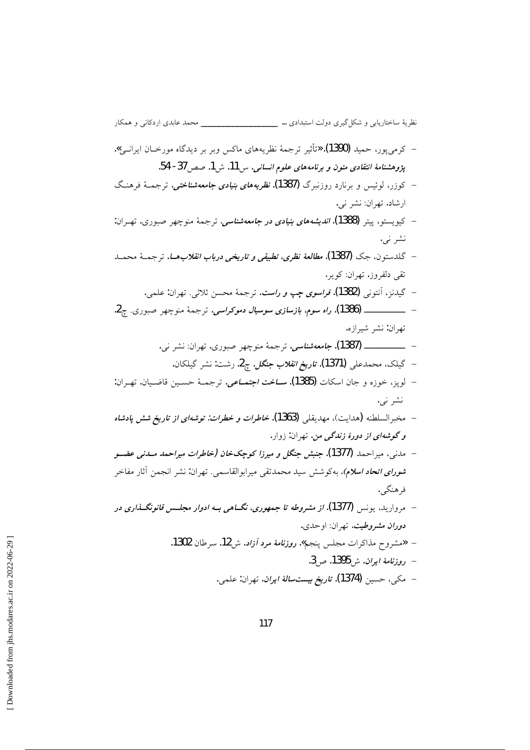- کرمی‌پور، حمید (1390). «تأثیر ترجمهٔ نظریه‌های ماکس وبر بر دیدگاه مورخـان ایرانـی». ***پژوهشنامهٔ انتقادی متون و برنامه‌های علوم انسانی***. س11. ش1. صص37 - 54.
- کوزر، لوئیس و برنارد روزنبرگ (1387). ***نظریه‌های بنیادی جامعه‌شناختی***. ترجمهٔ فرهنـگ ارشاد. تهران: نشر نی.
- کیویستو، پیتر (1388). ***اندیشه‌های بنیادی در جامعه‌شناسی***. ترجمهٔ منوچهر صبوری. تهـران: نشر نی.
- گلدستون، جک (1387). ***مطالعهٔ نظری، تطبیقی و تاریخی درباب انقلاب‌هـا***. ترجمـهٔ محمـد تقی دلفروز. تهران: کویر.
- گیدنز، آنتونی (1382). ***فراسوی چپ و راست***. ترجمهٔ محسن ثلاثی. تهران: علمی.
- ــــــــــــ (1386). ***راه سوم، بازسازی سوسیال دموکراسی***. ترجمهٔ منوچهر صبوری. چ2. تهران: نشر شیرازه.
- ــــــــــــ (1387). ***جامعه‌شناسی***. ترجمهٔ منوچهر صبوری. تهران: نشر نی.
- گیلک، محمدعلی (1371). ***تاریخ انقلاب جنگل***. چ2. رشت: نشر گیلکان.
- لوپز، خوزه و جان اسکات (1385). ***سـاخت اجتمـاعی***. ترجمـهٔ حسـین قاضـیان. تهـران: نشر نی.
- مخبرالسلطنه (هدایت)، مهدیقلی (1363). ***خاطرات و خطرات: توشه‌ای از تاریخ شش پادشاه و گوشه‌ای از دورهٔ زندگی من***. تهران: زوار.
- مدنی، میراحمد (1377). ***جنبش جنگل و میرزا کوچک‌خان (خاطرات میراحمد مـدنی عضـو شورای اتحاد اسلام)***. به‌کوشش سید محمدتقی میرابوالقاسمی. تهران: نشر انجمن آثار مفاخر فرهنگی.
- مروارید، یونس (1377). ***از مشروطه تا جمهوری، نگـاهی بـه ادوار مجلـس قانونگـذاری در دوران مشروطیت***. تهران: اوحدی.
- «مشروح مذاکرات مجلس پنجم». ***روزنامهٔ مرد آزاد***. ش12. سرطان 1302.
- ***روزنامهٔ ایران***. ش1395. ص3.
- مکی، حسین (1374). ***تاریخ بیست‌سالهٔ ایران***. تهران: علمی.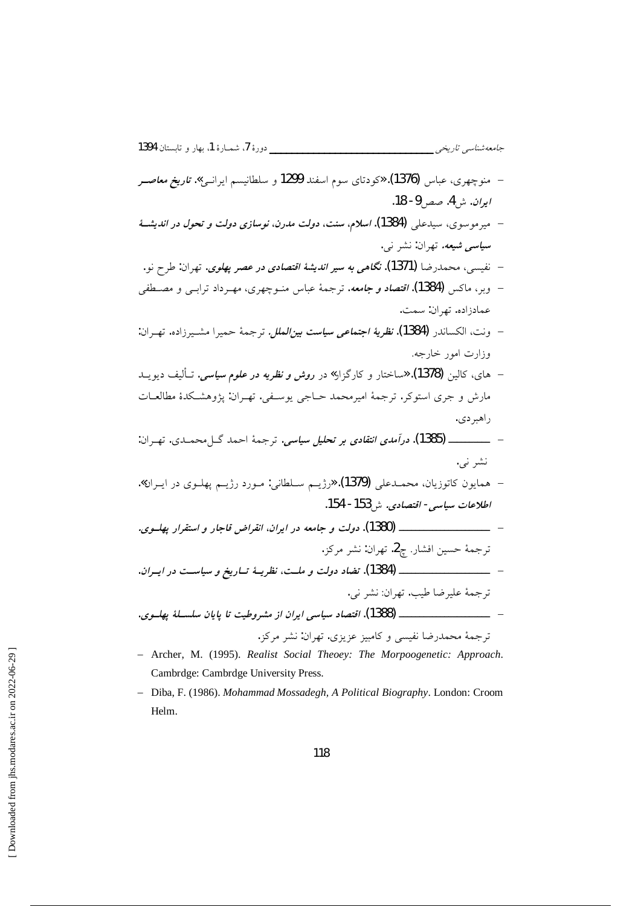- منوچهری، عباس (1376). «کودتای سوم اسفند 1299 و سلطانیسم ایرانی». ***تاریخ معاصر ایران***. ش4. صص9-18.
- میرموسوی، سیدعلی (1384). ***اسلام، سنت، دولت مدرن، نوسازی دولت و تحول در اندیشهٔ سیاسی شیعه***. تهران: نشر نی.
- نفیسی، محمدرضا (1371). ***نگاهی به سیر اندیشهٔ اقتصادی در عصر پهلوی***. تهران: طرح نو.
- وبر، ماکس (1384). ***اقتصاد و جامعه***. ترجمهٔ عباس منوچهری، مهرداد ترابی و مصطفی عمادزاده. تهران: سمت.
- ونت، الکساندر (1384). ***نظریهٔ اجتماعی سیاست بین‌الملل***. ترجمهٔ حمیرا مشیرزاده. تهران: وزارت امور خارجه.
- های، کالین (1378). «ساختار و کارگزار» در ***روش و نظریه در علوم سیاسی***. تألیف دیوید مارش و جری استوکر. ترجمهٔ امیرمحمد حاجی یوسفی. تهران: پژوهشکدهٔ مطالعات راهبردی.
- ــــــــــ (1385). ***درآمدی انتقادی بر تحلیل سیاسی***. ترجمهٔ احمد گل‌محمدی. تهران: نشر نی.
- همایون کاتوزیان، محمدعلی (1379). «رژیم سلطانی: مورد رژیم پهلوی در ایران». ***اطلاعات سیاسی- اقتصادی***. ش153-154.
- ــــــــــــــــ (1380). ***دولت و جامعه در ایران، انقراض قاجار و استقرار پهلوی***. ترجمهٔ حسین افشار. چ2. تهران: نشر مرکز.
- ــــــــــــــــ (1384). ***تضاد دولت و ملت، نظریهٔ تاریخ و سیاست در ایران***. ترجمهٔ علیرضا طیب. تهران: نشر نی.
- ــــــــــــــــ (1388). ***اقتصاد سیاسی ایران از مشروطیت تا پایان سلسلهٔ پهلوی***. ترجمهٔ محمدرضا نفیسی و کامبیز عزیزی. تهران: نشر مرکز.
- Archer, M. (1995). *Realist Social Theoey: The Morpoogenetic: Approach*. Cambrdge: Cambrdge University Press.
- Diba, F. (1986). *Mohammad Mossadegh, A Political Biography*. London: Croom Helm.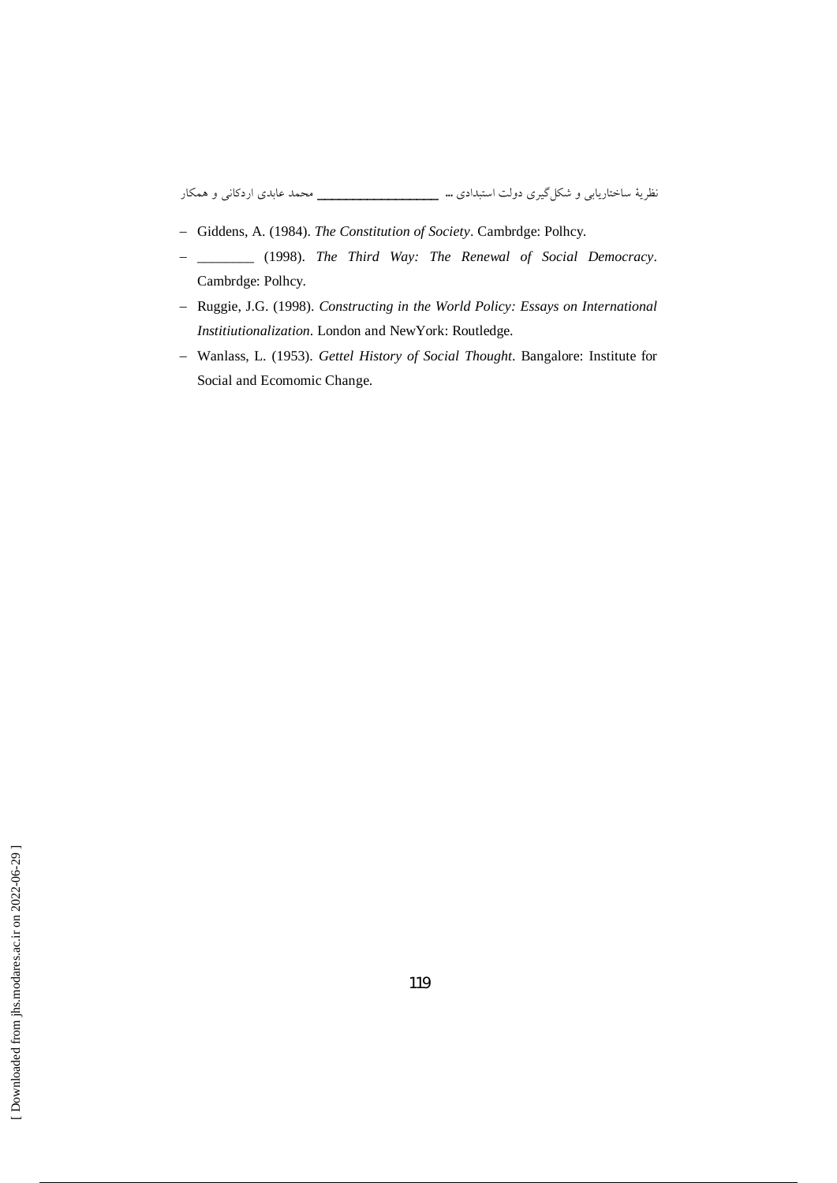- Giddens, A. (1984). *The Constitution of Society*. Cambrdge: Polhcy.
- ________ (1998). *The Third Way: The Renewal of Social Democracy*. Cambrdge: Polhcy.
- Ruggie, J.G. (1998). *Constructing in the World Policy: Essays on International Institiutionalization*. London and NewYork: Routledge.
- Wanlass, L. (1953). *Gettel History of Social Thought*. Bangalore: Institute for Social and Ecomomic Change.